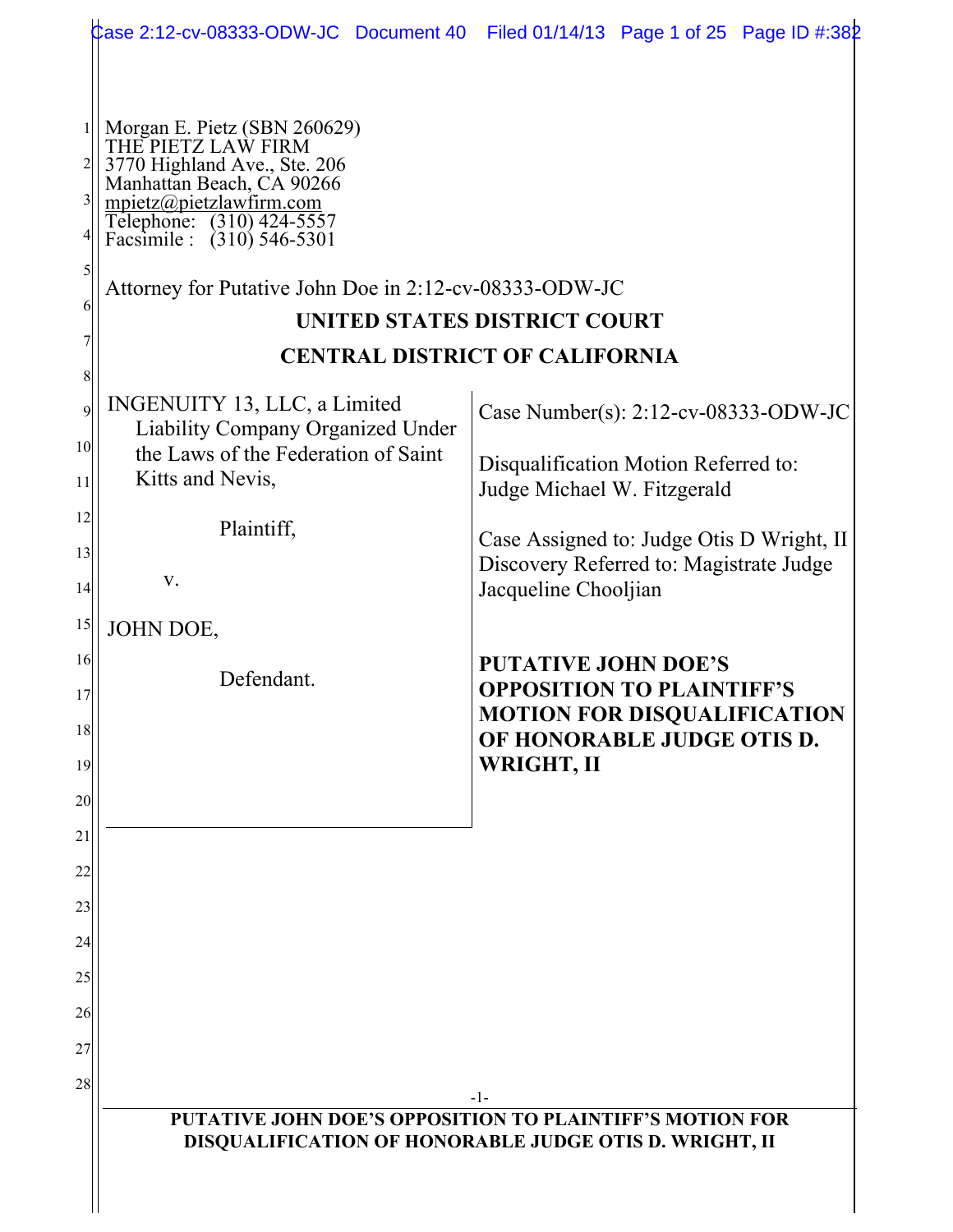Morgan E. Pietz (SBN 260629)
THE PIETZ LAW FIRM
3770 Highland Ave., Ste. 206
Manhattan Beach, CA 90266
mpietz@pietzlawfirm.com
Telephone: (310) 424-5557
Facsimile : (310) 546-5301

Attorney for Putative John Doe in 2:12-cv-08333-ODW-JC

**UNITED STATES DISTRICT COURT**

**CENTRAL DISTRICT OF CALIFORNIA**

INGENUITY 13, LLC, a Limited Liability Company Organized Under the Laws of the Federation of Saint Kitts and Nevis,

Plaintiff,

v.

JOHN DOE,

Defendant.

Case Number(s): 2:12-cv-08333-ODW-JC

Disqualification Motion Referred to: Judge Michael W. Fitzgerald

Case Assigned to: Judge Otis D Wright, II
Discovery Referred to: Magistrate Judge Jacqueline Chooljian

**PUTATIVE JOHN DOE'S OPPOSITION TO PLAINTIFF'S MOTION FOR DISQUALIFICATION OF HONORABLE JUDGE OTIS D. WRIGHT, II**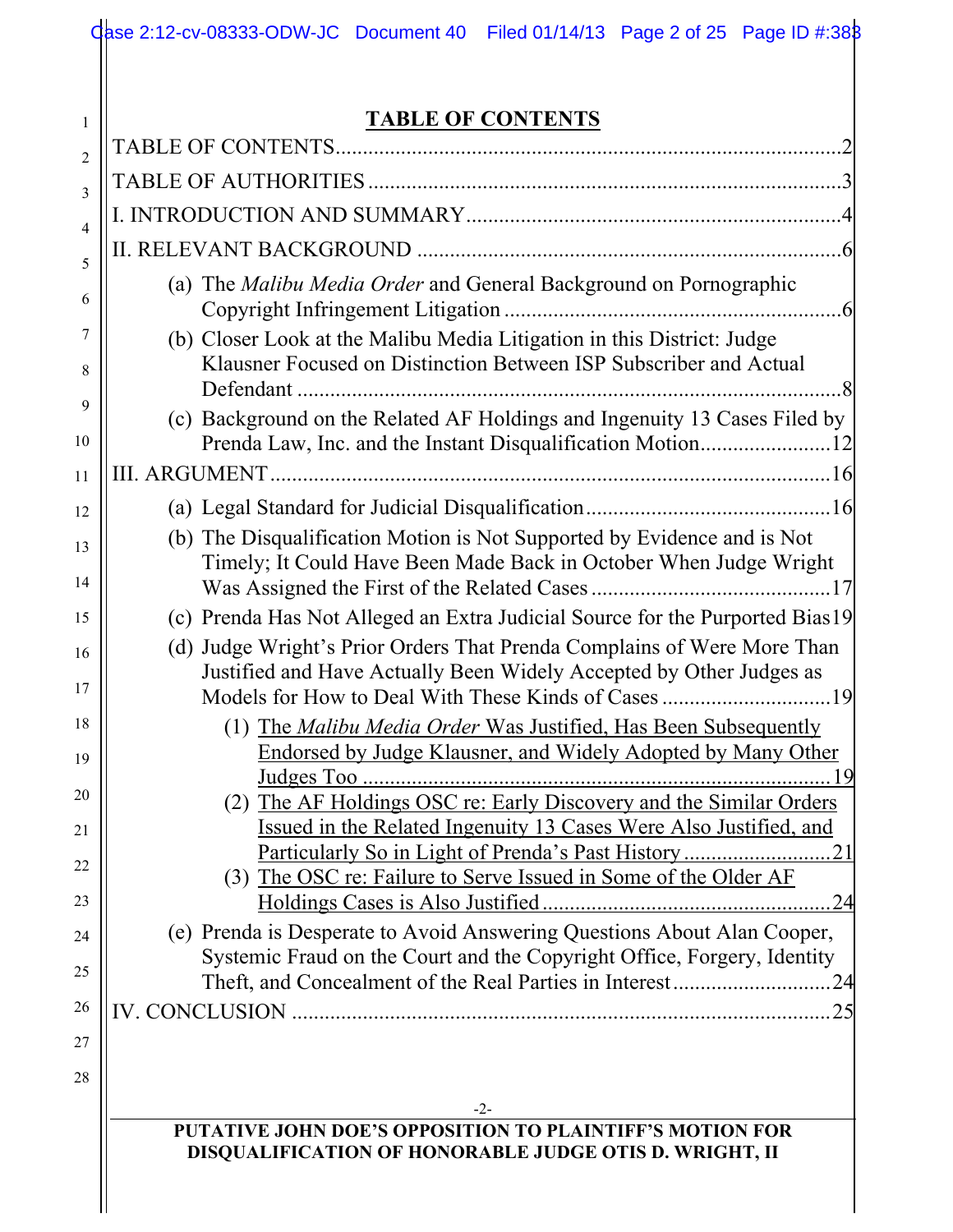# TABLE OF CONTENTS

TABLE OF CONTENTS .......... 2

TABLE OF AUTHORITIES .......... 3

I. INTRODUCTION AND SUMMARY .......... 4

II. RELEVANT BACKGROUND .......... 6

- (a) The *Malibu Media Order* and General Background on Pornographic Copyright Infringement Litigation .......... 6
- (b) Closer Look at the Malibu Media Litigation in this District: Judge Klausner Focused on Distinction Between ISP Subscriber and Actual Defendant .......... 8
- (c) Background on the Related AF Holdings and Ingenuity 13 Cases Filed by Prenda Law, Inc. and the Instant Disqualification Motion .......... 12

III. ARGUMENT .......... 16

- (a) Legal Standard for Judicial Disqualification .......... 16
- (b) The Disqualification Motion is Not Supported by Evidence and is Not Timely; It Could Have Been Made Back in October When Judge Wright Was Assigned the First of the Related Cases .......... 17
- (c) Prenda Has Not Alleged an Extra Judicial Source for the Purported Bias .......... 19
- (d) Judge Wright's Prior Orders That Prenda Complains of Were More Than Justified and Have Actually Been Widely Accepted by Other Judges as Models for How to Deal With These Kinds of Cases .......... 19
  - (1) <u>The *Malibu Media Order* Was Justified, Has Been Subsequently Endorsed by Judge Klausner, and Widely Adopted by Many Other Judges Too</u> .......... 19
  - (2) <u>The AF Holdings OSC re: Early Discovery and the Similar Orders Issued in the Related Ingenuity 13 Cases Were Also Justified, and Particularly So in Light of Prenda's Past History</u> .......... 21
  - (3) <u>The OSC re: Failure to Serve Issued in Some of the Older AF Holdings Cases is Also Justified</u> .......... 24
- (e) Prenda is Desperate to Avoid Answering Questions About Alan Cooper, Systemic Fraud on the Court and the Copyright Office, Forgery, Identity Theft, and Concealment of the Real Parties in Interest .......... 24

IV. CONCLUSION .......... 25

**PUTATIVE JOHN DOE'S OPPOSITION TO PLAINTIFF'S MOTION FOR DISQUALIFICATION OF HONORABLE JUDGE OTIS D. WRIGHT, II**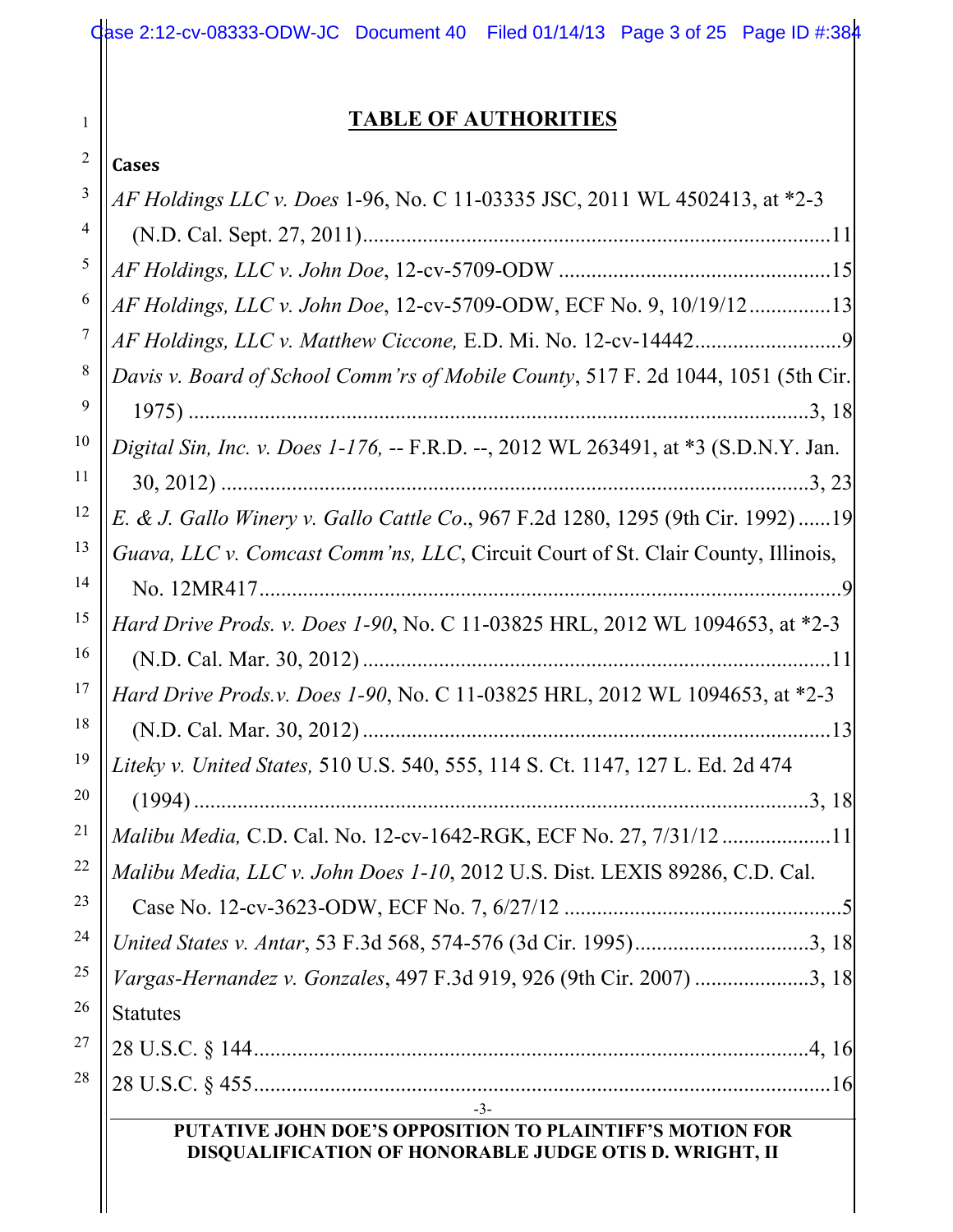# TABLE OF AUTHORITIES

**Cases**

*AF Holdings LLC v. Does* 1-96, No. C 11-03335 JSC, 2011 WL 4502413, at *2-3 (N.D. Cal. Sept. 27, 2011)....................11

*AF Holdings, LLC v. John Doe*, 12-cv-5709-ODW ....................15

*AF Holdings, LLC v. John Doe*, 12-cv-5709-ODW, ECF No. 9, 10/19/12....................13

*AF Holdings, LLC v. Matthew Ciccone,* E.D. Mi. No. 12-cv-14442....................9

*Davis v. Board of School Comm'rs of Mobile County*, 517 F. 2d 1044, 1051 (5th Cir. 1975) ....................3, 18

*Digital Sin, Inc. v. Does 1-176,* -- F.R.D. --, 2012 WL 263491, at *3 (S.D.N.Y. Jan. 30, 2012) ....................3, 23

*E. & J. Gallo Winery v. Gallo Cattle Co*., 967 F.2d 1280, 1295 (9th Cir. 1992) ......19

*Guava, LLC v. Comcast Comm'ns, LLC*, Circuit Court of St. Clair County, Illinois, No. 12MR417....................9

*Hard Drive Prods. v. Does 1-90*, No. C 11-03825 HRL, 2012 WL 1094653, at *2-3 (N.D. Cal. Mar. 30, 2012) ....................11

*Hard Drive Prods.v. Does 1-90*, No. C 11-03825 HRL, 2012 WL 1094653, at *2-3 (N.D. Cal. Mar. 30, 2012) ....................13

*Liteky v. United States,* 510 U.S. 540, 555, 114 S. Ct. 1147, 127 L. Ed. 2d 474 (1994) ....................3, 18

*Malibu Media,* C.D. Cal. No. 12-cv-1642-RGK, ECF No. 27, 7/31/12 ....................11

*Malibu Media, LLC v. John Does 1-10*, 2012 U.S. Dist. LEXIS 89286, C.D. Cal. Case No. 12-cv-3623-ODW, ECF No. 7, 6/27/12 ....................5

*United States v. Antar*, 53 F.3d 568, 574-576 (3d Cir. 1995)....................3, 18

*Vargas-Hernandez v. Gonzales*, 497 F.3d 919, 926 (9th Cir. 2007) ....................3, 18

Statutes

28 U.S.C. § 144....................4, 16

28 U.S.C. § 455....................16

**PUTATIVE JOHN DOE'S OPPOSITION TO PLAINTIFF'S MOTION FOR DISQUALIFICATION OF HONORABLE JUDGE OTIS D. WRIGHT, II**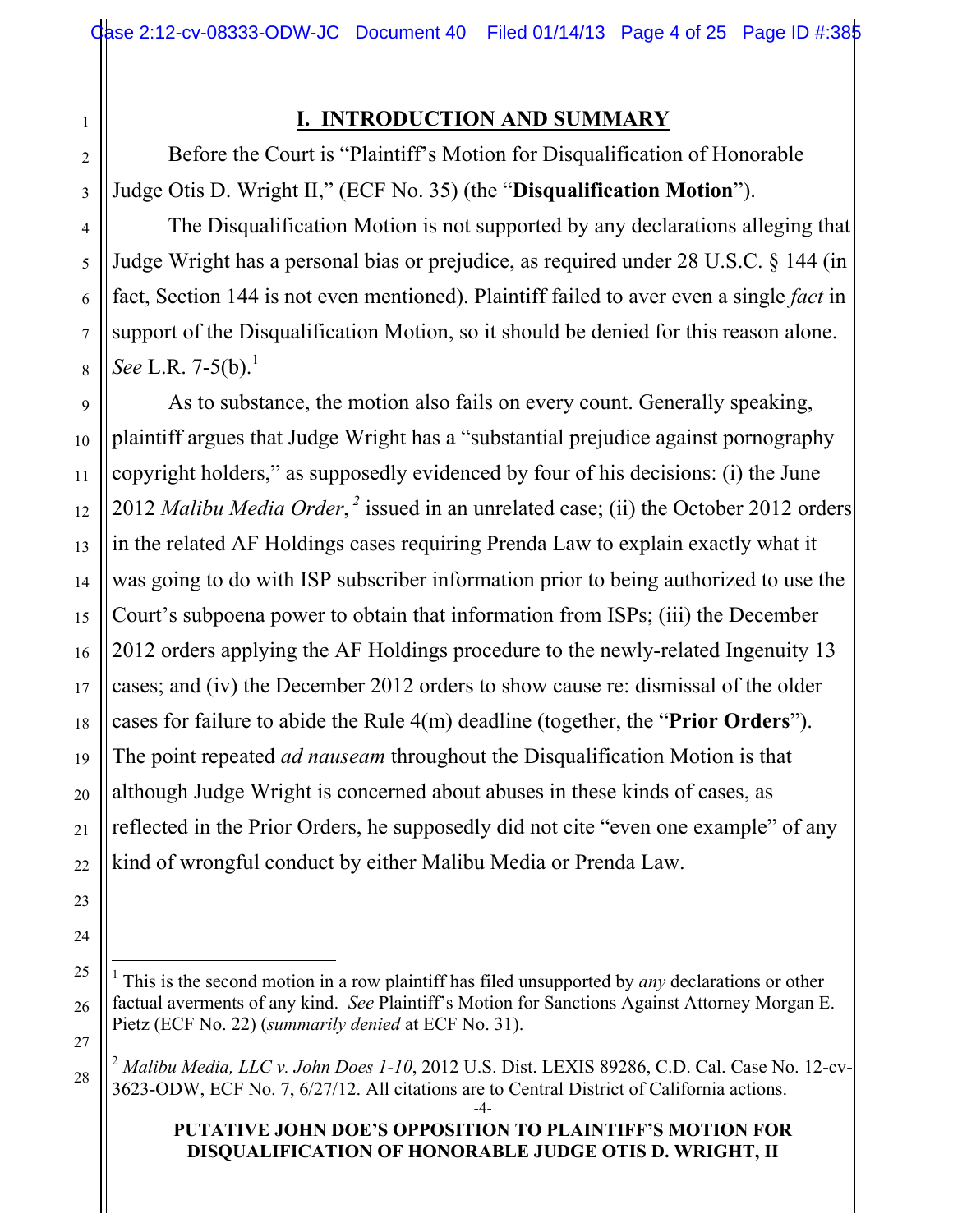## I. INTRODUCTION AND SUMMARY

Before the Court is "Plaintiff's Motion for Disqualification of Honorable Judge Otis D. Wright II," (ECF No. 35) (the "**Disqualification Motion**").

The Disqualification Motion is not supported by any declarations alleging that Judge Wright has a personal bias or prejudice, as required under 28 U.S.C. § 144 (in fact, Section 144 is not even mentioned). Plaintiff failed to aver even a single *fact* in support of the Disqualification Motion, so it should be denied for this reason alone. *See* L.R. 7-5(b).[1]

As to substance, the motion also fails on every count. Generally speaking, plaintiff argues that Judge Wright has a "substantial prejudice against pornography copyright holders," as supposedly evidenced by four of his decisions: (i) the June 2012 *Malibu Media Order*,[2] issued in an unrelated case; (ii) the October 2012 orders in the related AF Holdings cases requiring Prenda Law to explain exactly what it was going to do with ISP subscriber information prior to being authorized to use the Court's subpoena power to obtain that information from ISPs; (iii) the December 2012 orders applying the AF Holdings procedure to the newly-related Ingenuity 13 cases; and (iv) the December 2012 orders to show cause re: dismissal of the older cases for failure to abide the Rule 4(m) deadline (together, the "**Prior Orders**"). The point repeated *ad nauseam* throughout the Disqualification Motion is that although Judge Wright is concerned about abuses in these kinds of cases, as reflected in the Prior Orders, he supposedly did not cite "even one example" of any kind of wrongful conduct by either Malibu Media or Prenda Law.

---

[1] This is the second motion in a row plaintiff has filed unsupported by *any* declarations or other factual averments of any kind. *See* Plaintiff's Motion for Sanctions Against Attorney Morgan E. Pietz (ECF No. 22) (*summarily denied* at ECF No. 31).

[2] *Malibu Media, LLC v. John Does 1-10*, 2012 U.S. Dist. LEXIS 89286, C.D. Cal. Case No. 12-cv-3623-ODW, ECF No. 7, 6/27/12. All citations are to Central District of California actions.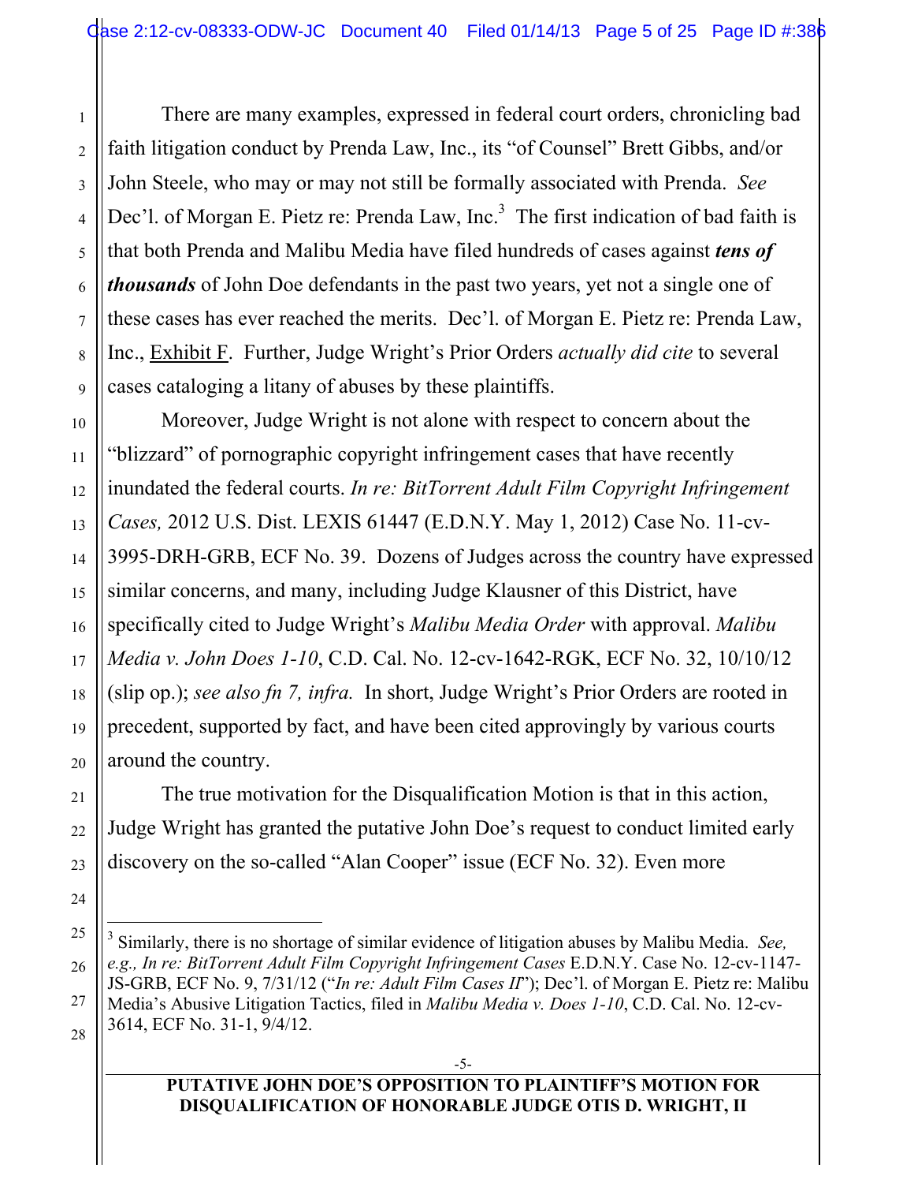There are many examples, expressed in federal court orders, chronicling bad faith litigation conduct by Prenda Law, Inc., its "of Counsel" Brett Gibbs, and/or John Steele, who may or may not still be formally associated with Prenda. *See* Dec'l. of Morgan E. Pietz re: Prenda Law, Inc.[3] The first indication of bad faith is that both Prenda and Malibu Media have filed hundreds of cases against ***tens of thousands*** of John Doe defendants in the past two years, yet not a single one of these cases has ever reached the merits. Dec'l. of Morgan E. Pietz re: Prenda Law, Inc., Exhibit F. Further, Judge Wright's Prior Orders *actually did cite* to several cases cataloging a litany of abuses by these plaintiffs.

Moreover, Judge Wright is not alone with respect to concern about the "blizzard" of pornographic copyright infringement cases that have recently inundated the federal courts. *In re: BitTorrent Adult Film Copyright Infringement Cases,* 2012 U.S. Dist. LEXIS 61447 (E.D.N.Y. May 1, 2012) Case No. 11-cv-3995-DRH-GRB, ECF No. 39. Dozens of Judges across the country have expressed similar concerns, and many, including Judge Klausner of this District, have specifically cited to Judge Wright's *Malibu Media Order* with approval. *Malibu Media v. John Does 1-10*, C.D. Cal. No. 12-cv-1642-RGK, ECF No. 32, 10/10/12 (slip op.); *see also fn 7, infra.* In short, Judge Wright's Prior Orders are rooted in precedent, supported by fact, and have been cited approvingly by various courts around the country.

The true motivation for the Disqualification Motion is that in this action, Judge Wright has granted the putative John Doe's request to conduct limited early discovery on the so-called "Alan Cooper" issue (ECF No. 32). Even more

---

[3] Similarly, there is no shortage of similar evidence of litigation abuses by Malibu Media. *See, e.g., In re: BitTorrent Adult Film Copyright Infringement Cases* E.D.N.Y. Case No. 12-cv-1147-JS-GRB, ECF No. 9, 7/31/12 ("*In re: Adult Film Cases II*"); Dec'l. of Morgan E. Pietz re: Malibu Media's Abusive Litigation Tactics, filed in *Malibu Media v. Does 1-10*, C.D. Cal. No. 12-cv-3614, ECF No. 31-1, 9/4/12.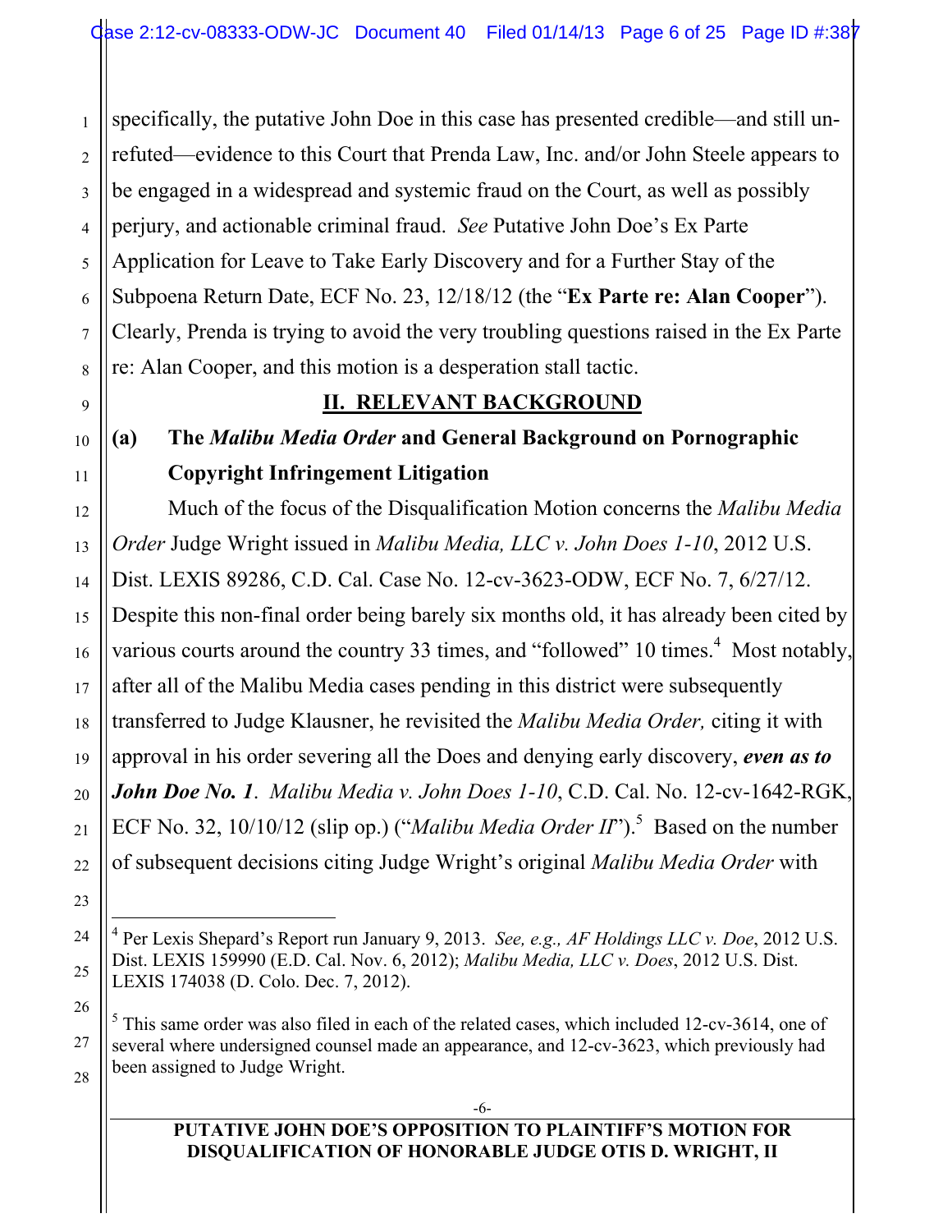specifically, the putative John Doe in this case has presented credible—and still un-refuted—evidence to this Court that Prenda Law, Inc. and/or John Steele appears to be engaged in a widespread and systemic fraud on the Court, as well as possibly perjury, and actionable criminal fraud. *See* Putative John Doe's Ex Parte Application for Leave to Take Early Discovery and for a Further Stay of the Subpoena Return Date, ECF No. 23, 12/18/12 (the "**Ex Parte re: Alan Cooper**"). Clearly, Prenda is trying to avoid the very troubling questions raised in the Ex Parte re: Alan Cooper, and this motion is a desperation stall tactic.

## II. RELEVANT BACKGROUND

### (a) The *Malibu Media Order* and General Background on Pornographic Copyright Infringement Litigation

Much of the focus of the Disqualification Motion concerns the *Malibu Media Order* Judge Wright issued in *Malibu Media, LLC v. John Does 1-10*, 2012 U.S. Dist. LEXIS 89286, C.D. Cal. Case No. 12-cv-3623-ODW, ECF No. 7, 6/27/12. Despite this non-final order being barely six months old, it has already been cited by various courts around the country 33 times, and "followed" 10 times.[4] Most notably, after all of the Malibu Media cases pending in this district were subsequently transferred to Judge Klausner, he revisited the *Malibu Media Order,* citing it with approval in his order severing all the Does and denying early discovery, ***even as to John Doe No. 1***. *Malibu Media v. John Does 1-10*, C.D. Cal. No. 12-cv-1642-RGK, ECF No. 32, 10/10/12 (slip op.) ("*Malibu Media Order II*").[5] Based on the number of subsequent decisions citing Judge Wright's original *Malibu Media Order* with

---

[4] Per Lexis Shepard's Report run January 9, 2013. *See, e.g., AF Holdings LLC v. Doe*, 2012 U.S. Dist. LEXIS 159990 (E.D. Cal. Nov. 6, 2012); *Malibu Media, LLC v. Does*, 2012 U.S. Dist. LEXIS 174038 (D. Colo. Dec. 7, 2012).

[5] This same order was also filed in each of the related cases, which included 12-cv-3614, one of several where undersigned counsel made an appearance, and 12-cv-3623, which previously had been assigned to Judge Wright.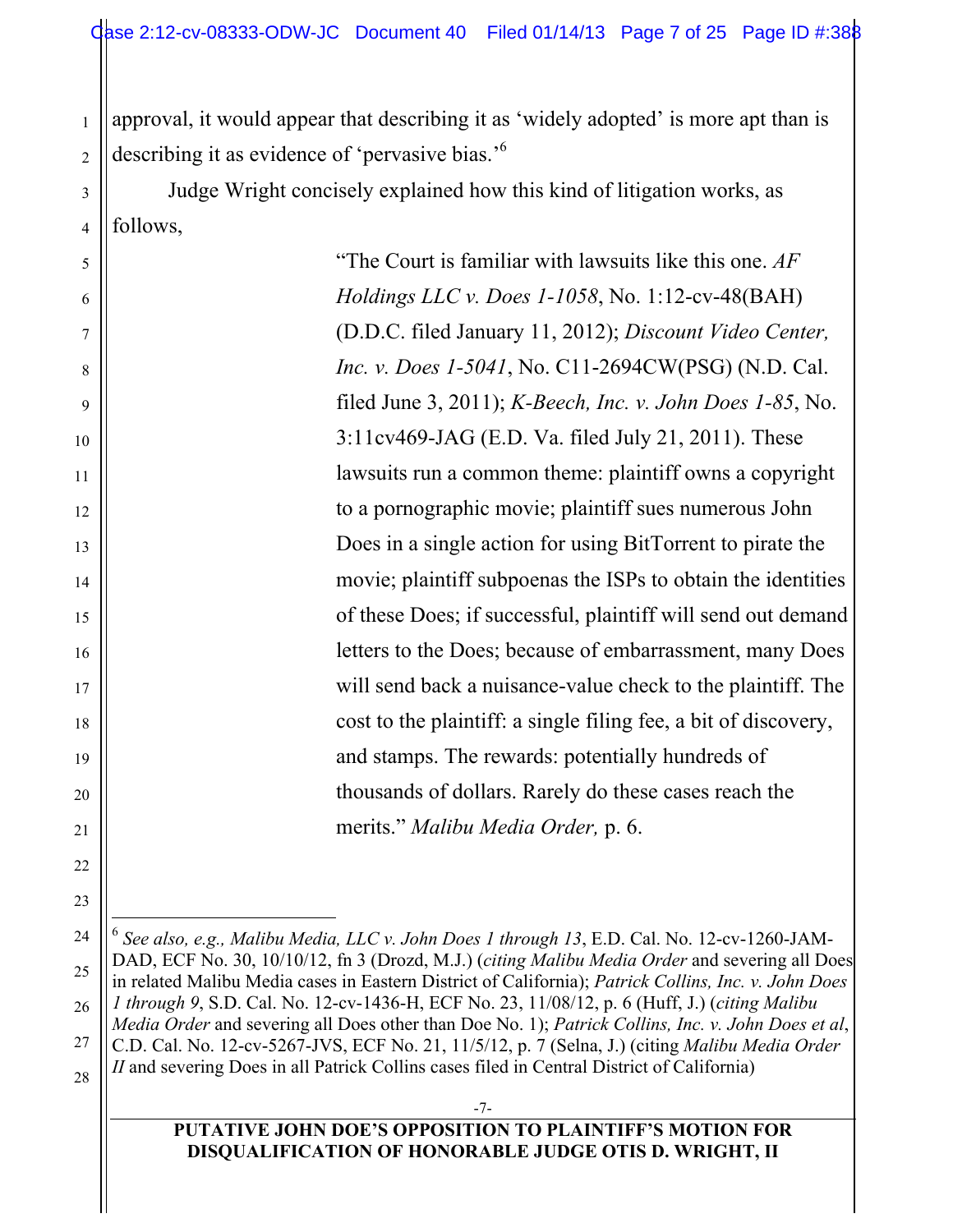approval, it would appear that describing it as 'widely adopted' is more apt than is describing it as evidence of 'pervasive bias.'[6]

Judge Wright concisely explained how this kind of litigation works, as follows,

> "The Court is familiar with lawsuits like this one. *AF Holdings LLC v. Does 1-1058*, No. 1:12-cv-48(BAH) (D.D.C. filed January 11, 2012); *Discount Video Center, Inc. v. Does 1-5041*, No. C11-2694CW(PSG) (N.D. Cal. filed June 3, 2011); *K-Beech, Inc. v. John Does 1-85*, No. 3:11cv469-JAG (E.D. Va. filed July 21, 2011). These lawsuits run a common theme: plaintiff owns a copyright to a pornographic movie; plaintiff sues numerous John Does in a single action for using BitTorrent to pirate the movie; plaintiff subpoenas the ISPs to obtain the identities of these Does; if successful, plaintiff will send out demand letters to the Does; because of embarrassment, many Does will send back a nuisance-value check to the plaintiff. The cost to the plaintiff: a single filing fee, a bit of discovery, and stamps. The rewards: potentially hundreds of thousands of dollars. Rarely do these cases reach the merits." *Malibu Media Order,* p. 6.

---

[6] *See also, e.g., Malibu Media, LLC v. John Does 1 through 13*, E.D. Cal. No. 12-cv-1260-JAM-DAD, ECF No. 30, 10/10/12, fn 3 (Drozd, M.J.) (*citing Malibu Media Order* and severing all Does in related Malibu Media cases in Eastern District of California); *Patrick Collins, Inc. v. John Does 1 through 9*, S.D. Cal. No. 12-cv-1436-H, ECF No. 23, 11/08/12, p. 6 (Huff, J.) (*citing Malibu Media Order* and severing all Does other than Doe No. 1); *Patrick Collins, Inc. v. John Does et al*, C.D. Cal. No. 12-cv-5267-JVS, ECF No. 21, 11/5/12, p. 7 (Selna, J.) (citing *Malibu Media Order II* and severing Does in all Patrick Collins cases filed in Central District of California)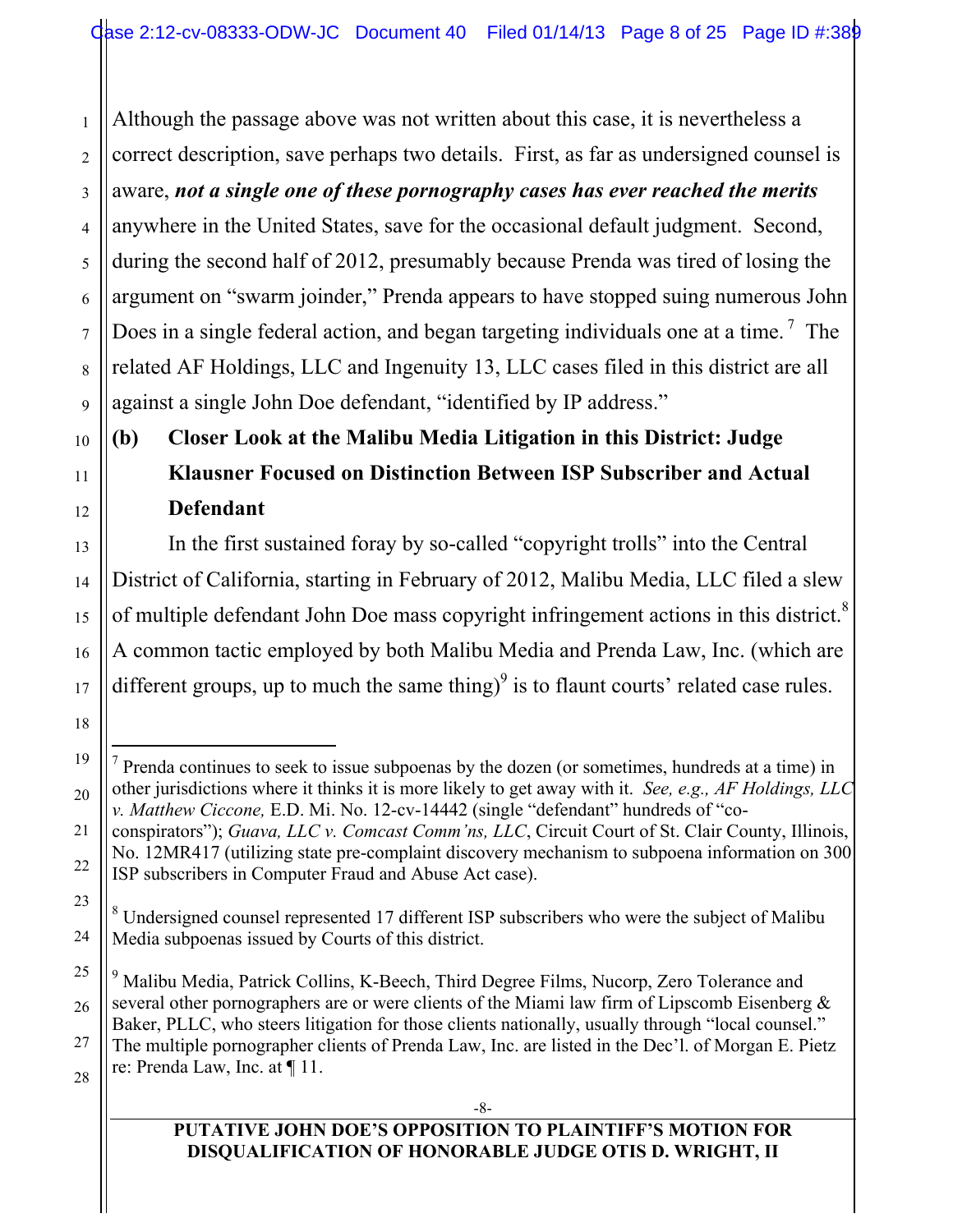Although the passage above was not written about this case, it is nevertheless a correct description, save perhaps two details. First, as far as undersigned counsel is aware, ***not a single one of these pornography cases has ever reached the merits*** anywhere in the United States, save for the occasional default judgment. Second, during the second half of 2012, presumably because Prenda was tired of losing the argument on "swarm joinder," Prenda appears to have stopped suing numerous John Does in a single federal action, and began targeting individuals one at a time.[7] The related AF Holdings, LLC and Ingenuity 13, LLC cases filed in this district are all against a single John Doe defendant, "identified by IP address."

### (b) Closer Look at the Malibu Media Litigation in this District: Judge Klausner Focused on Distinction Between ISP Subscriber and Actual Defendant

In the first sustained foray by so-called "copyright trolls" into the Central District of California, starting in February of 2012, Malibu Media, LLC filed a slew of multiple defendant John Doe mass copyright infringement actions in this district.[8] A common tactic employed by both Malibu Media and Prenda Law, Inc. (which are different groups, up to much the same thing)[9] is to flaunt courts' related case rules.

---

[7] Prenda continues to seek to issue subpoenas by the dozen (or sometimes, hundreds at a time) in other jurisdictions where it thinks it is more likely to get away with it. *See, e.g., AF Holdings, LLC v. Matthew Ciccone,* E.D. Mi. No. 12-cv-14442 (single "defendant" hundreds of "co-conspirators"); *Guava, LLC v. Comcast Comm'ns, LLC*, Circuit Court of St. Clair County, Illinois, No. 12MR417 (utilizing state pre-complaint discovery mechanism to subpoena information on 300 ISP subscribers in Computer Fraud and Abuse Act case).

[8] Undersigned counsel represented 17 different ISP subscribers who were the subject of Malibu Media subpoenas issued by Courts of this district.

[9] Malibu Media, Patrick Collins, K-Beech, Third Degree Films, Nucorp, Zero Tolerance and several other pornographers are or were clients of the Miami law firm of Lipscomb Eisenberg & Baker, PLLC, who steers litigation for those clients nationally, usually through "local counsel." The multiple pornographer clients of Prenda Law, Inc. are listed in the Dec'l. of Morgan E. Pietz re: Prenda Law, Inc. at ¶ 11.

PUTATIVE JOHN DOE'S OPPOSITION TO PLAINTIFF'S MOTION FOR DISQUALIFICATION OF HONORABLE JUDGE OTIS D. WRIGHT, II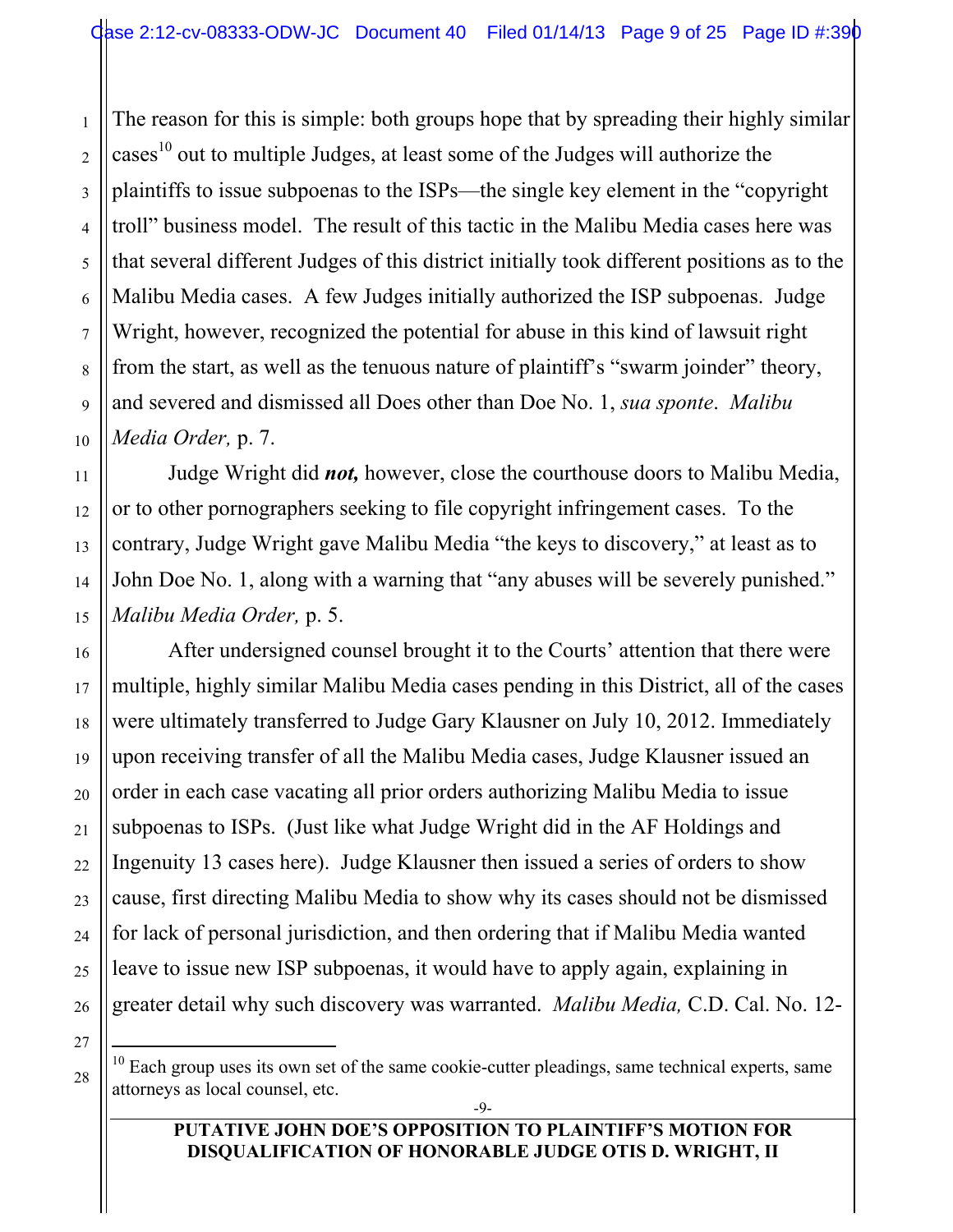The reason for this is simple: both groups hope that by spreading their highly similar cases[10] out to multiple Judges, at least some of the Judges will authorize the plaintiffs to issue subpoenas to the ISPs—the single key element in the "copyright troll" business model. The result of this tactic in the Malibu Media cases here was that several different Judges of this district initially took different positions as to the Malibu Media cases. A few Judges initially authorized the ISP subpoenas. Judge Wright, however, recognized the potential for abuse in this kind of lawsuit right from the start, as well as the tenuous nature of plaintiff's "swarm joinder" theory, and severed and dismissed all Does other than Doe No. 1, *sua sponte*. *Malibu Media Order,* p. 7.

Judge Wright did ***not,*** however, close the courthouse doors to Malibu Media, or to other pornographers seeking to file copyright infringement cases. To the contrary, Judge Wright gave Malibu Media "the keys to discovery," at least as to John Doe No. 1, along with a warning that "any abuses will be severely punished." *Malibu Media Order,* p. 5.

After undersigned counsel brought it to the Courts' attention that there were multiple, highly similar Malibu Media cases pending in this District, all of the cases were ultimately transferred to Judge Gary Klausner on July 10, 2012. Immediately upon receiving transfer of all the Malibu Media cases, Judge Klausner issued an order in each case vacating all prior orders authorizing Malibu Media to issue subpoenas to ISPs. (Just like what Judge Wright did in the AF Holdings and Ingenuity 13 cases here). Judge Klausner then issued a series of orders to show cause, first directing Malibu Media to show why its cases should not be dismissed for lack of personal jurisdiction, and then ordering that if Malibu Media wanted leave to issue new ISP subpoenas, it would have to apply again, explaining in greater detail why such discovery was warranted. *Malibu Media,* C.D. Cal. No. 12-

[10] Each group uses its own set of the same cookie-cutter pleadings, same technical experts, same attorneys as local counsel, etc.

**PUTATIVE JOHN DOE'S OPPOSITION TO PLAINTIFF'S MOTION FOR DISQUALIFICATION OF HONORABLE JUDGE OTIS D. WRIGHT, II**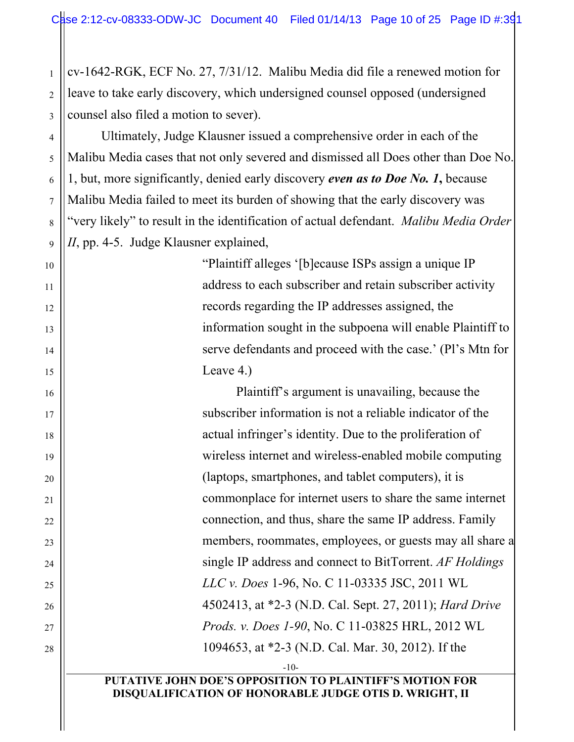cv-1642-RGK, ECF No. 27, 7/31/12. Malibu Media did file a renewed motion for leave to take early discovery, which undersigned counsel opposed (undersigned counsel also filed a motion to sever).

Ultimately, Judge Klausner issued a comprehensive order in each of the Malibu Media cases that not only severed and dismissed all Does other than Doe No. 1, but, more significantly, denied early discovery ***even as to Doe No. 1***, because Malibu Media failed to meet its burden of showing that the early discovery was "very likely" to result in the identification of actual defendant. *Malibu Media Order II*, pp. 4-5. Judge Klausner explained,

> "Plaintiff alleges '[b]ecause ISPs assign a unique IP address to each subscriber and retain subscriber activity records regarding the IP addresses assigned, the information sought in the subpoena will enable Plaintiff to serve defendants and proceed with the case.' (Pl's Mtn for Leave 4.)
>
> Plaintiff's argument is unavailing, because the subscriber information is not a reliable indicator of the actual infringer's identity. Due to the proliferation of wireless internet and wireless-enabled mobile computing (laptops, smartphones, and tablet computers), it is commonplace for internet users to share the same internet connection, and thus, share the same IP address. Family members, roommates, employees, or guests may all share a single IP address and connect to BitTorrent. *AF Holdings LLC v. Does* 1-96, No. C 11-03335 JSC, 2011 WL 4502413, at *2-3 (N.D. Cal. Sept. 27, 2011); *Hard Drive Prods. v. Does 1-90*, No. C 11-03825 HRL, 2012 WL 1094653, at *2-3 (N.D. Cal. Mar. 30, 2012). If the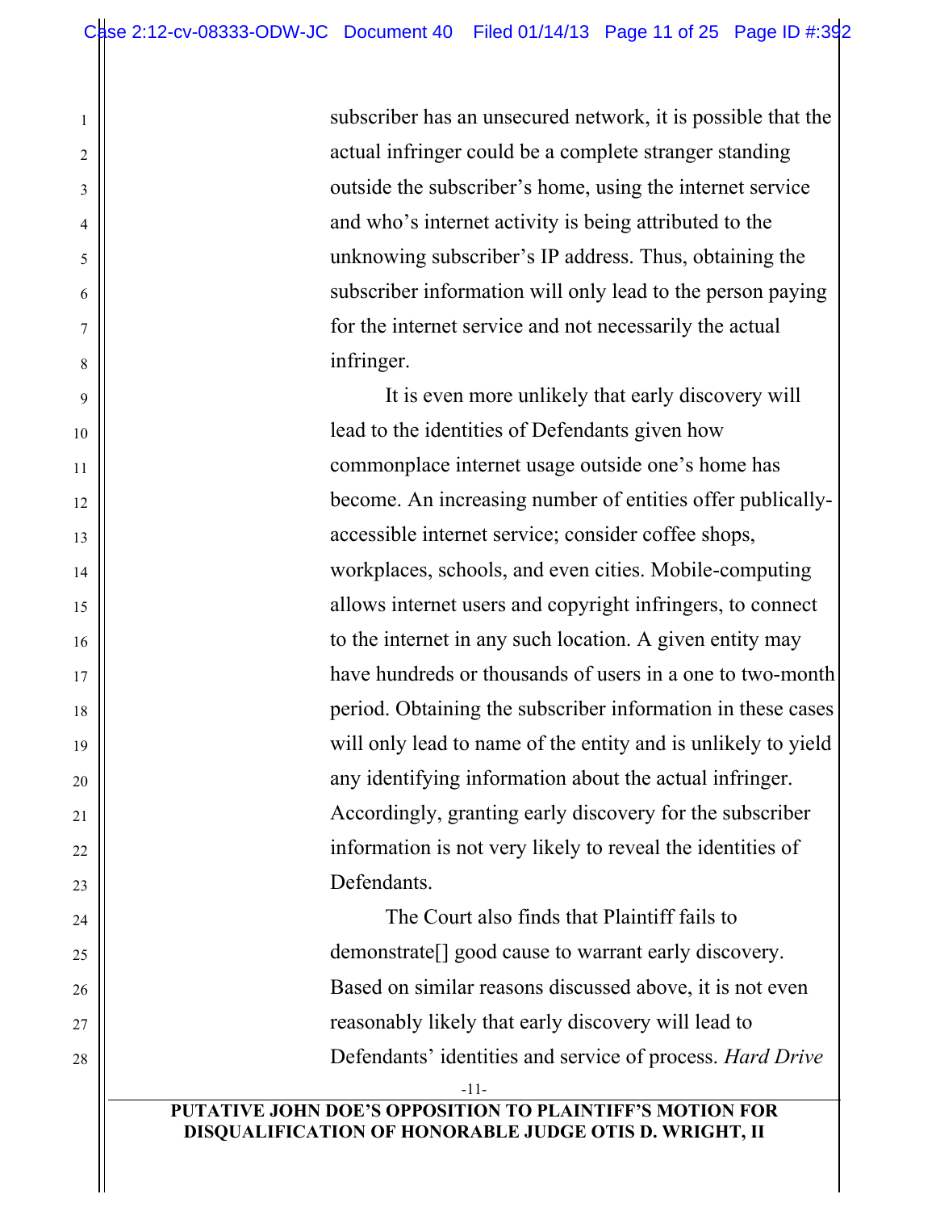subscriber has an unsecured network, it is possible that the actual infringer could be a complete stranger standing outside the subscriber's home, using the internet service and who's internet activity is being attributed to the unknowing subscriber's IP address. Thus, obtaining the subscriber information will only lead to the person paying for the internet service and not necessarily the actual infringer.

It is even more unlikely that early discovery will lead to the identities of Defendants given how commonplace internet usage outside one's home has become. An increasing number of entities offer publically-accessible internet service; consider coffee shops, workplaces, schools, and even cities. Mobile-computing allows internet users and copyright infringers, to connect to the internet in any such location. A given entity may have hundreds or thousands of users in a one to two-month period. Obtaining the subscriber information in these cases will only lead to name of the entity and is unlikely to yield any identifying information about the actual infringer. Accordingly, granting early discovery for the subscriber information is not very likely to reveal the identities of Defendants.

The Court also finds that Plaintiff fails to demonstrate[] good cause to warrant early discovery. Based on similar reasons discussed above, it is not even reasonably likely that early discovery will lead to Defendants' identities and service of process. *Hard Drive*

**PUTATIVE JOHN DOE'S OPPOSITION TO PLAINTIFF'S MOTION FOR DISQUALIFICATION OF HONORABLE JUDGE OTIS D. WRIGHT, II**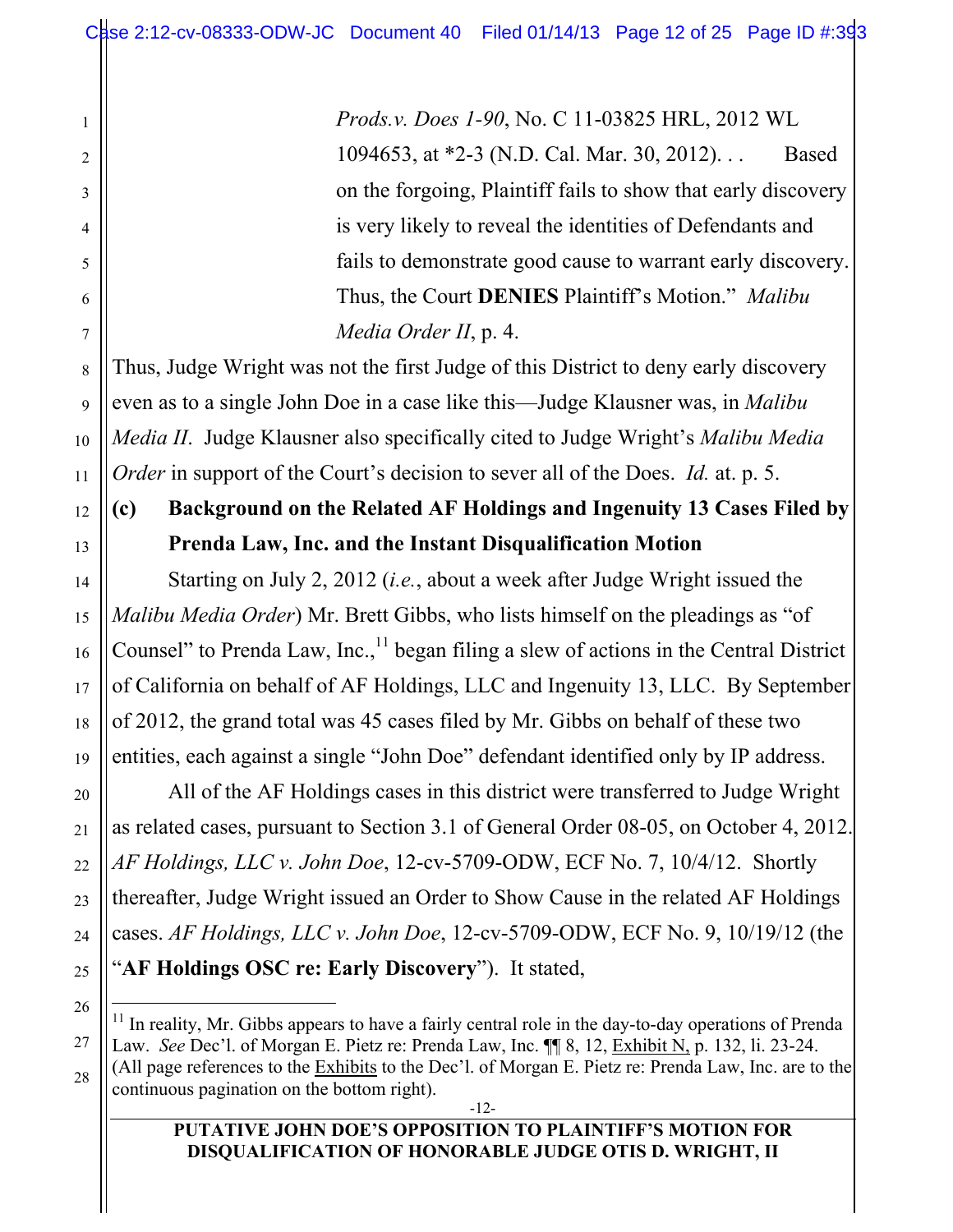> *Prods.v. Does 1-90*, No. C 11-03825 HRL, 2012 WL 1094653, at *2-3 (N.D. Cal. Mar. 30, 2012). . . Based on the forgoing, Plaintiff fails to show that early discovery is very likely to reveal the identities of Defendants and fails to demonstrate good cause to warrant early discovery. Thus, the Court **DENIES** Plaintiff's Motion." *Malibu Media Order II*, p. 4.

Thus, Judge Wright was not the first Judge of this District to deny early discovery even as to a single John Doe in a case like this—Judge Klausner was, in *Malibu Media II*. Judge Klausner also specifically cited to Judge Wright's *Malibu Media Order* in support of the Court's decision to sever all of the Does. *Id.* at. p. 5.

**(c) Background on the Related AF Holdings and Ingenuity 13 Cases Filed by Prenda Law, Inc. and the Instant Disqualification Motion**

Starting on July 2, 2012 (*i.e.*, about a week after Judge Wright issued the *Malibu Media Order*) Mr. Brett Gibbs, who lists himself on the pleadings as "of Counsel" to Prenda Law, Inc.,[11] began filing a slew of actions in the Central District of California on behalf of AF Holdings, LLC and Ingenuity 13, LLC. By September of 2012, the grand total was 45 cases filed by Mr. Gibbs on behalf of these two entities, each against a single "John Doe" defendant identified only by IP address.

All of the AF Holdings cases in this district were transferred to Judge Wright as related cases, pursuant to Section 3.1 of General Order 08-05, on October 4, 2012. *AF Holdings, LLC v. John Doe*, 12-cv-5709-ODW, ECF No. 7, 10/4/12. Shortly thereafter, Judge Wright issued an Order to Show Cause in the related AF Holdings cases. *AF Holdings, LLC v. John Doe*, 12-cv-5709-ODW, ECF No. 9, 10/19/12 (the "**AF Holdings OSC re: Early Discovery**"). It stated,

---

[11] In reality, Mr. Gibbs appears to have a fairly central role in the day-to-day operations of Prenda Law. *See* Dec'l. of Morgan E. Pietz re: Prenda Law, Inc. ¶¶ 8, 12, Exhibit N, p. 132, li. 23-24. (All page references to the Exhibits to the Dec'l. of Morgan E. Pietz re: Prenda Law, Inc. are to the continuous pagination on the bottom right).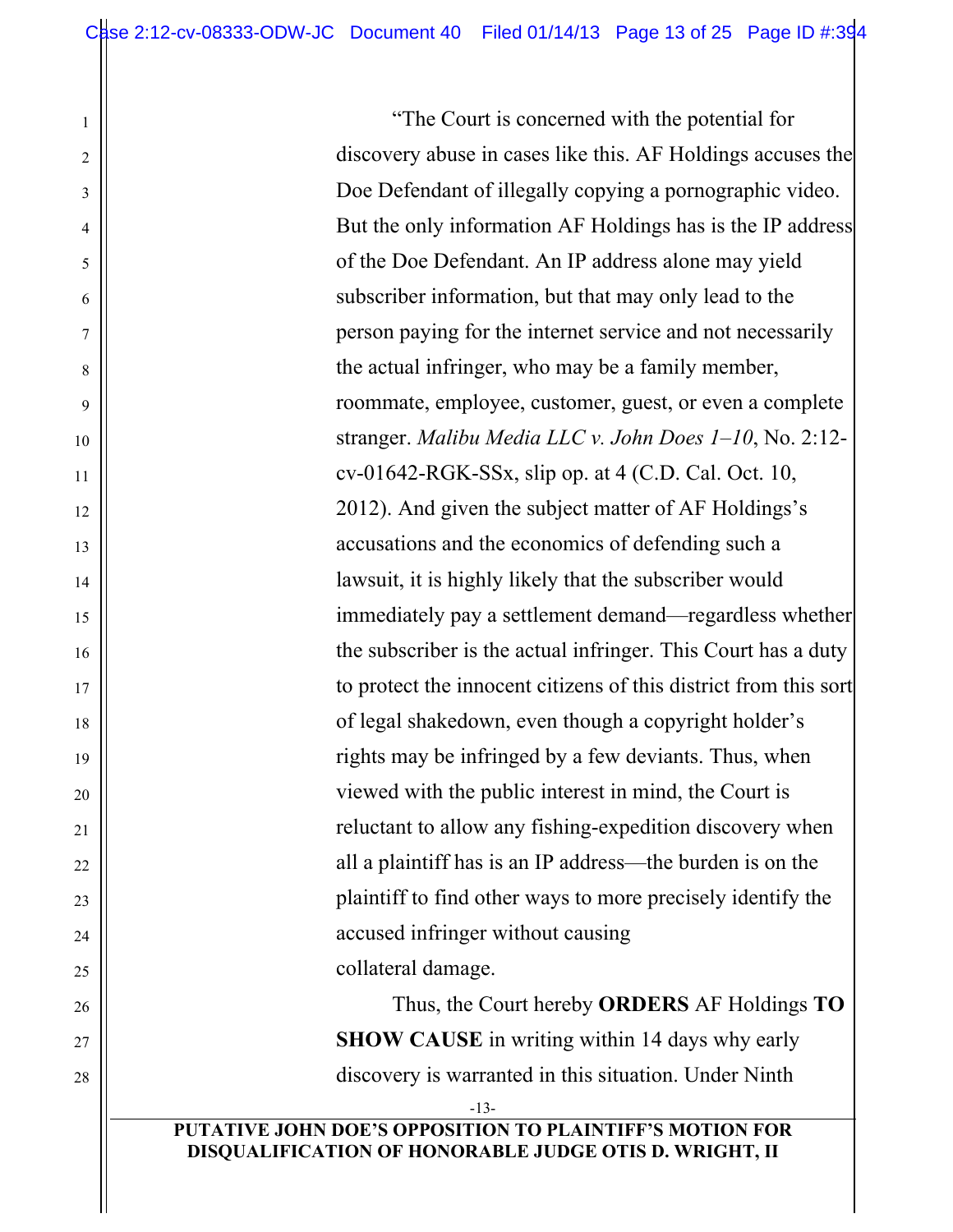"The Court is concerned with the potential for discovery abuse in cases like this. AF Holdings accuses the Doe Defendant of illegally copying a pornographic video. But the only information AF Holdings has is the IP address of the Doe Defendant. An IP address alone may yield subscriber information, but that may only lead to the person paying for the internet service and not necessarily the actual infringer, who may be a family member, roommate, employee, customer, guest, or even a complete stranger. *Malibu Media LLC v. John Does 1–10*, No. 2:12-cv-01642-RGK-SSx, slip op. at 4 (C.D. Cal. Oct. 10, 2012). And given the subject matter of AF Holdings's accusations and the economics of defending such a lawsuit, it is highly likely that the subscriber would immediately pay a settlement demand—regardless whether the subscriber is the actual infringer. This Court has a duty to protect the innocent citizens of this district from this sort of legal shakedown, even though a copyright holder's rights may be infringed by a few deviants. Thus, when viewed with the public interest in mind, the Court is reluctant to allow any fishing-expedition discovery when all a plaintiff has is an IP address—the burden is on the plaintiff to find other ways to more precisely identify the accused infringer without causing collateral damage.

Thus, the Court hereby **ORDERS** AF Holdings **TO SHOW CAUSE** in writing within 14 days why early discovery is warranted in this situation. Under Ninth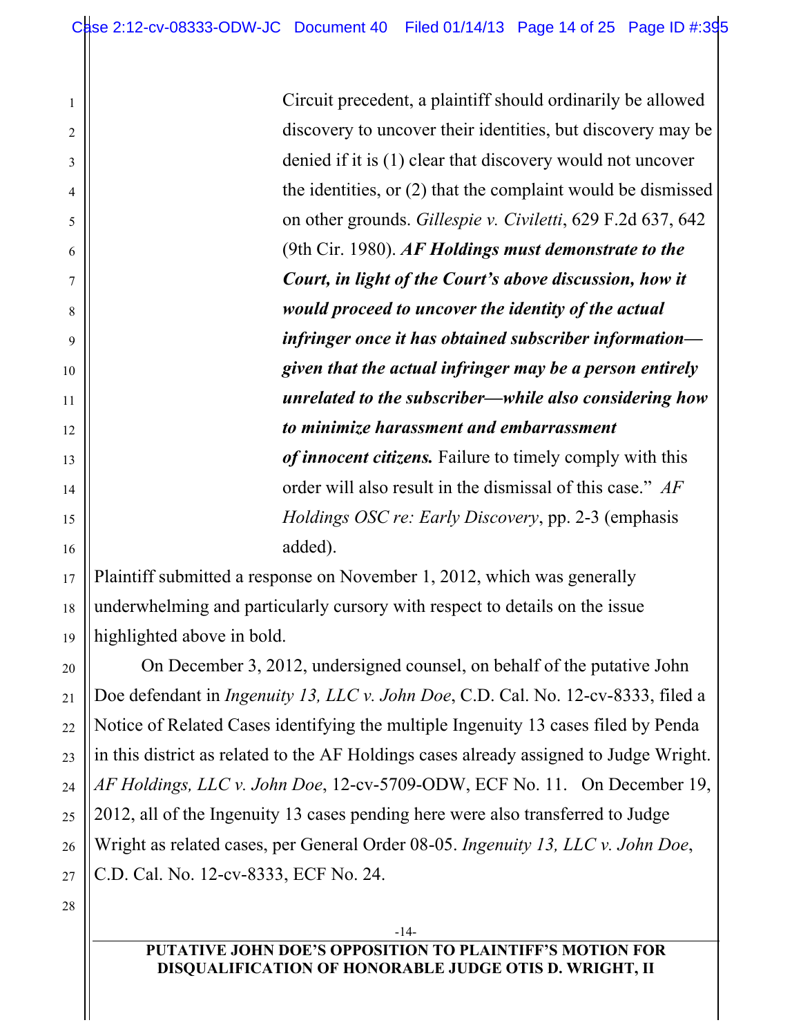> Circuit precedent, a plaintiff should ordinarily be allowed discovery to uncover their identities, but discovery may be denied if it is (1) clear that discovery would not uncover the identities, or (2) that the complaint would be dismissed on other grounds. *Gillespie v. Civiletti*, 629 F.2d 637, 642 (9th Cir. 1980). ***AF Holdings must demonstrate to the Court, in light of the Court's above discussion, how it would proceed to uncover the identity of the actual infringer once it has obtained subscriber information—given that the actual infringer may be a person entirely unrelated to the subscriber—while also considering how to minimize harassment and embarrassment of innocent citizens.*** Failure to timely comply with this order will also result in the dismissal of this case." *AF Holdings OSC re: Early Discovery*, pp. 2-3 (emphasis added).

Plaintiff submitted a response on November 1, 2012, which was generally underwhelming and particularly cursory with respect to details on the issue highlighted above in bold.

On December 3, 2012, undersigned counsel, on behalf of the putative John Doe defendant in *Ingenuity 13, LLC v. John Doe*, C.D. Cal. No. 12-cv-8333, filed a Notice of Related Cases identifying the multiple Ingenuity 13 cases filed by Penda in this district as related to the AF Holdings cases already assigned to Judge Wright. *AF Holdings, LLC v. John Doe*, 12-cv-5709-ODW, ECF No. 11. On December 19, 2012, all of the Ingenuity 13 cases pending here were also transferred to Judge Wright as related cases, per General Order 08-05. *Ingenuity 13, LLC v. John Doe*, C.D. Cal. No. 12-cv-8333, ECF No. 24.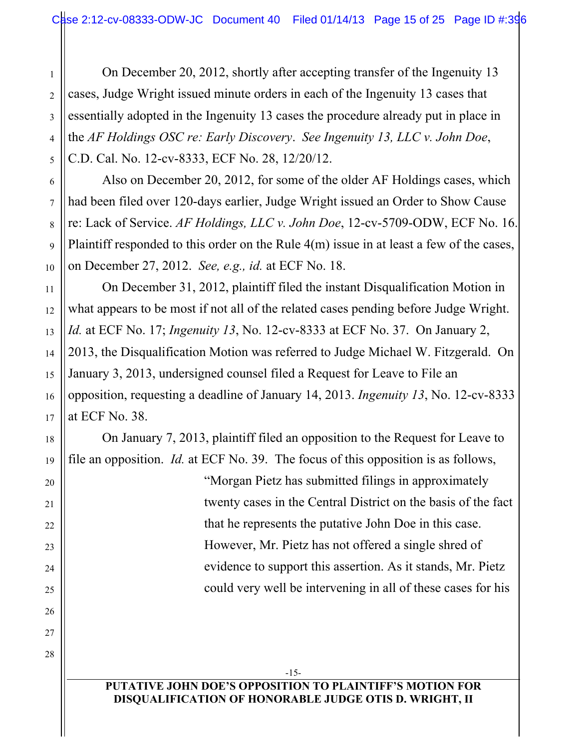On December 20, 2012, shortly after accepting transfer of the Ingenuity 13 cases, Judge Wright issued minute orders in each of the Ingenuity 13 cases that essentially adopted in the Ingenuity 13 cases the procedure already put in place in the *AF Holdings OSC re: Early Discovery*. *See Ingenuity 13, LLC v. John Doe*, C.D. Cal. No. 12-cv-8333, ECF No. 28, 12/20/12.

Also on December 20, 2012, for some of the older AF Holdings cases, which had been filed over 120-days earlier, Judge Wright issued an Order to Show Cause re: Lack of Service. *AF Holdings, LLC v. John Doe*, 12-cv-5709-ODW, ECF No. 16. Plaintiff responded to this order on the Rule 4(m) issue in at least a few of the cases, on December 27, 2012. *See, e.g., id.* at ECF No. 18.

On December 31, 2012, plaintiff filed the instant Disqualification Motion in what appears to be most if not all of the related cases pending before Judge Wright. *Id.* at ECF No. 17; *Ingenuity 13*, No. 12-cv-8333 at ECF No. 37. On January 2, 2013, the Disqualification Motion was referred to Judge Michael W. Fitzgerald. On January 3, 2013, undersigned counsel filed a Request for Leave to File an opposition, requesting a deadline of January 14, 2013. *Ingenuity 13*, No. 12-cv-8333 at ECF No. 38.

On January 7, 2013, plaintiff filed an opposition to the Request for Leave to file an opposition. *Id.* at ECF No. 39. The focus of this opposition is as follows,

> "Morgan Pietz has submitted filings in approximately twenty cases in the Central District on the basis of the fact that he represents the putative John Doe in this case. However, Mr. Pietz has not offered a single shred of evidence to support this assertion. As it stands, Mr. Pietz could very well be intervening in all of these cases for his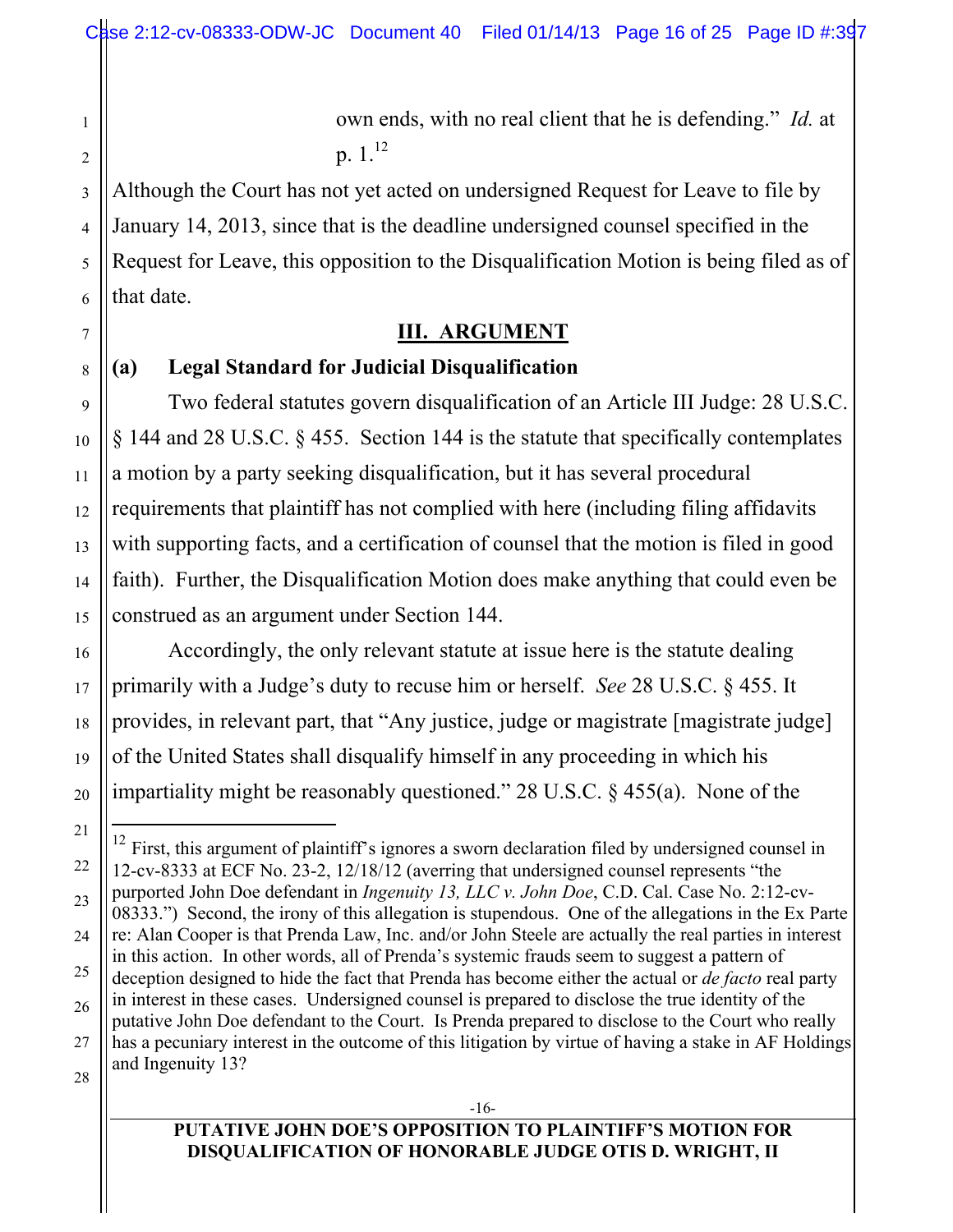own ends, with no real client that he is defending." *Id.* at p. 1.[12]

Although the Court has not yet acted on undersigned Request for Leave to file by January 14, 2013, since that is the deadline undersigned counsel specified in the Request for Leave, this opposition to the Disqualification Motion is being filed as of that date.

## III. ARGUMENT

### (a) Legal Standard for Judicial Disqualification

Two federal statutes govern disqualification of an Article III Judge: 28 U.S.C. § 144 and 28 U.S.C. § 455. Section 144 is the statute that specifically contemplates a motion by a party seeking disqualification, but it has several procedural requirements that plaintiff has not complied with here (including filing affidavits with supporting facts, and a certification of counsel that the motion is filed in good faith). Further, the Disqualification Motion does make anything that could even be construed as an argument under Section 144.

Accordingly, the only relevant statute at issue here is the statute dealing primarily with a Judge's duty to recuse him or herself. *See* 28 U.S.C. § 455. It provides, in relevant part, that "Any justice, judge or magistrate [magistrate judge] of the United States shall disqualify himself in any proceeding in which his impartiality might be reasonably questioned." 28 U.S.C. § 455(a). None of the

---

[12] First, this argument of plaintiff's ignores a sworn declaration filed by undersigned counsel in 12-cv-8333 at ECF No. 23-2, 12/18/12 (averring that undersigned counsel represents "the purported John Doe defendant in *Ingenuity 13, LLC v. John Doe*, C.D. Cal. Case No. 2:12-cv-08333.") Second, the irony of this allegation is stupendous. One of the allegations in the Ex Parte re: Alan Cooper is that Prenda Law, Inc. and/or John Steele are actually the real parties in interest in this action. In other words, all of Prenda's systemic frauds seem to suggest a pattern of deception designed to hide the fact that Prenda has become either the actual or *de facto* real party in interest in these cases. Undersigned counsel is prepared to disclose the true identity of the putative John Doe defendant to the Court. Is Prenda prepared to disclose to the Court who really has a pecuniary interest in the outcome of this litigation by virtue of having a stake in AF Holdings and Ingenuity 13?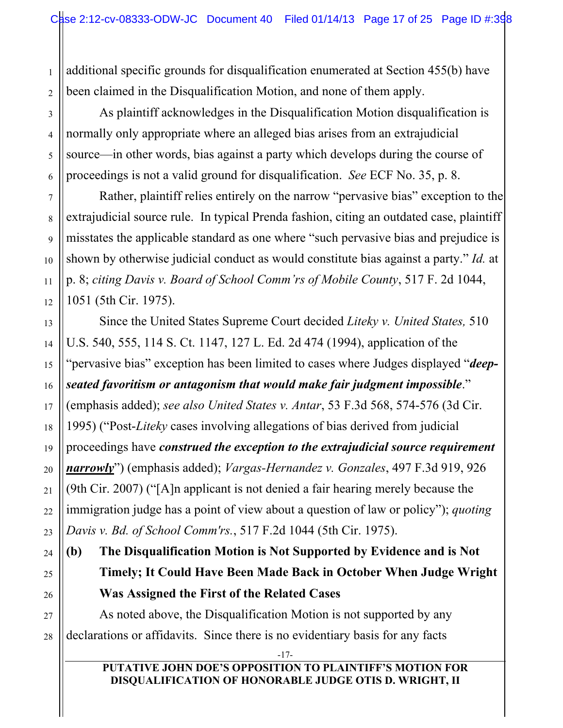additional specific grounds for disqualification enumerated at Section 455(b) have been claimed in the Disqualification Motion, and none of them apply.

As plaintiff acknowledges in the Disqualification Motion disqualification is normally only appropriate where an alleged bias arises from an extrajudicial source—in other words, bias against a party which develops during the course of proceedings is not a valid ground for disqualification. *See* ECF No. 35, p. 8.

Rather, plaintiff relies entirely on the narrow "pervasive bias" exception to the extrajudicial source rule. In typical Prenda fashion, citing an outdated case, plaintiff misstates the applicable standard as one where "such pervasive bias and prejudice is shown by otherwise judicial conduct as would constitute bias against a party." *Id.* at p. 8; *citing Davis v. Board of School Comm'rs of Mobile County*, 517 F. 2d 1044, 1051 (5th Cir. 1975).

Since the United States Supreme Court decided *Liteky v. United States,* 510 U.S. 540, 555, 114 S. Ct. 1147, 127 L. Ed. 2d 474 (1994), application of the "pervasive bias" exception has been limited to cases where Judges displayed "***deep-seated favoritism or antagonism that would make fair judgment impossible***." (emphasis added); *see also United States v. Antar*, 53 F.3d 568, 574-576 (3d Cir. 1995) ("Post-*Liteky* cases involving allegations of bias derived from judicial proceedings have ***construed the exception to the extrajudicial source requirement narrowly***") (emphasis added); *Vargas-Hernandez v. Gonzales*, 497 F.3d 919, 926 (9th Cir. 2007) ("[A]n applicant is not denied a fair hearing merely because the immigration judge has a point of view about a question of law or policy"); *quoting Davis v. Bd. of School Comm'rs.*, 517 F.2d 1044 (5th Cir. 1975).

**(b) The Disqualification Motion is Not Supported by Evidence and is Not Timely; It Could Have Been Made Back in October When Judge Wright Was Assigned the First of the Related Cases**

As noted above, the Disqualification Motion is not supported by any declarations or affidavits. Since there is no evidentiary basis for any facts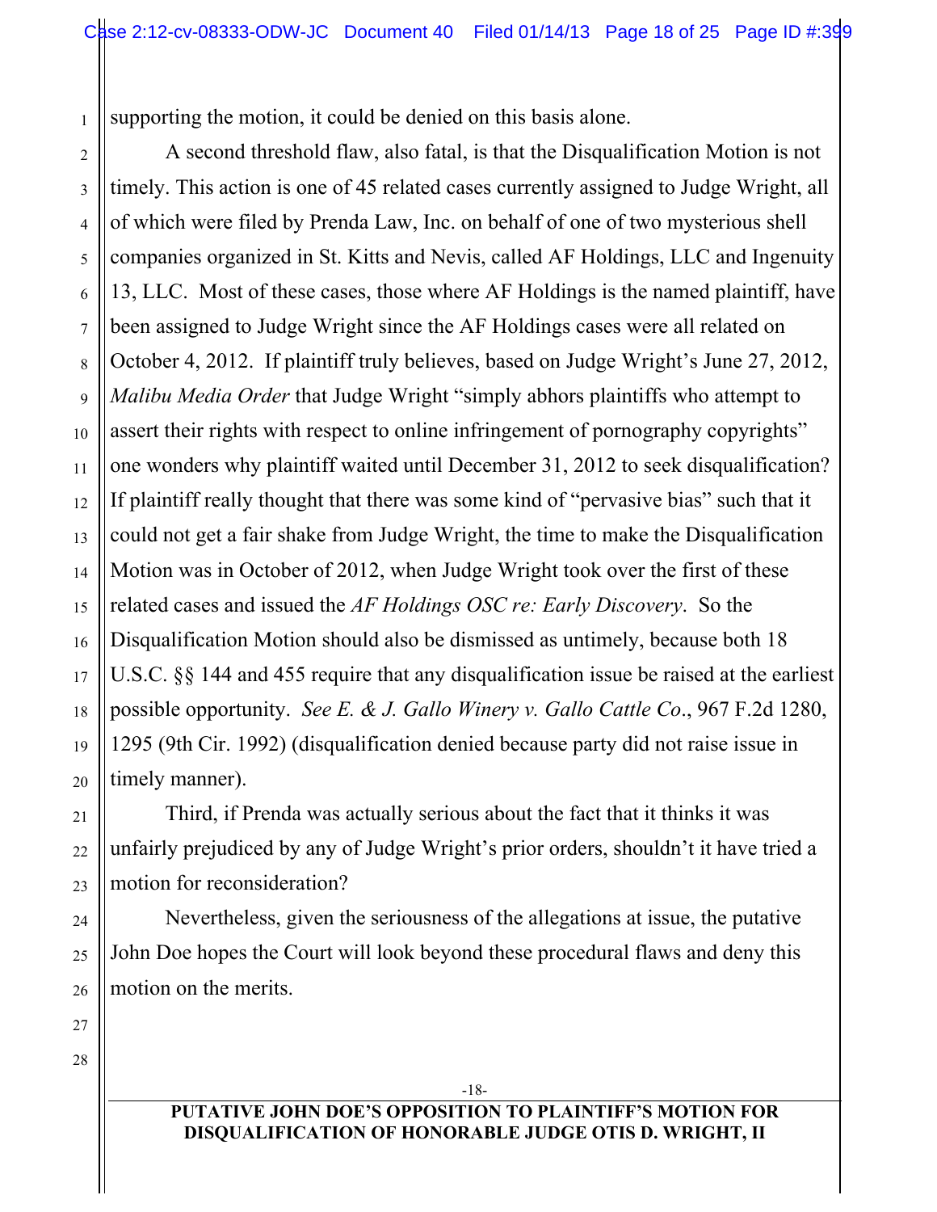supporting the motion, it could be denied on this basis alone.

A second threshold flaw, also fatal, is that the Disqualification Motion is not timely. This action is one of 45 related cases currently assigned to Judge Wright, all of which were filed by Prenda Law, Inc. on behalf of one of two mysterious shell companies organized in St. Kitts and Nevis, called AF Holdings, LLC and Ingenuity 13, LLC. Most of these cases, those where AF Holdings is the named plaintiff, have been assigned to Judge Wright since the AF Holdings cases were all related on October 4, 2012. If plaintiff truly believes, based on Judge Wright's June 27, 2012, *Malibu Media Order* that Judge Wright "simply abhors plaintiffs who attempt to assert their rights with respect to online infringement of pornography copyrights" one wonders why plaintiff waited until December 31, 2012 to seek disqualification? If plaintiff really thought that there was some kind of "pervasive bias" such that it could not get a fair shake from Judge Wright, the time to make the Disqualification Motion was in October of 2012, when Judge Wright took over the first of these related cases and issued the *AF Holdings OSC re: Early Discovery*. So the Disqualification Motion should also be dismissed as untimely, because both 18 U.S.C. §§ 144 and 455 require that any disqualification issue be raised at the earliest possible opportunity. *See E. & J. Gallo Winery v. Gallo Cattle Co*., 967 F.2d 1280, 1295 (9th Cir. 1992) (disqualification denied because party did not raise issue in timely manner).

Third, if Prenda was actually serious about the fact that it thinks it was unfairly prejudiced by any of Judge Wright's prior orders, shouldn't it have tried a motion for reconsideration?

Nevertheless, given the seriousness of the allegations at issue, the putative John Doe hopes the Court will look beyond these procedural flaws and deny this motion on the merits.

**PUTATIVE JOHN DOE'S OPPOSITION TO PLAINTIFF'S MOTION FOR DISQUALIFICATION OF HONORABLE JUDGE OTIS D. WRIGHT, II**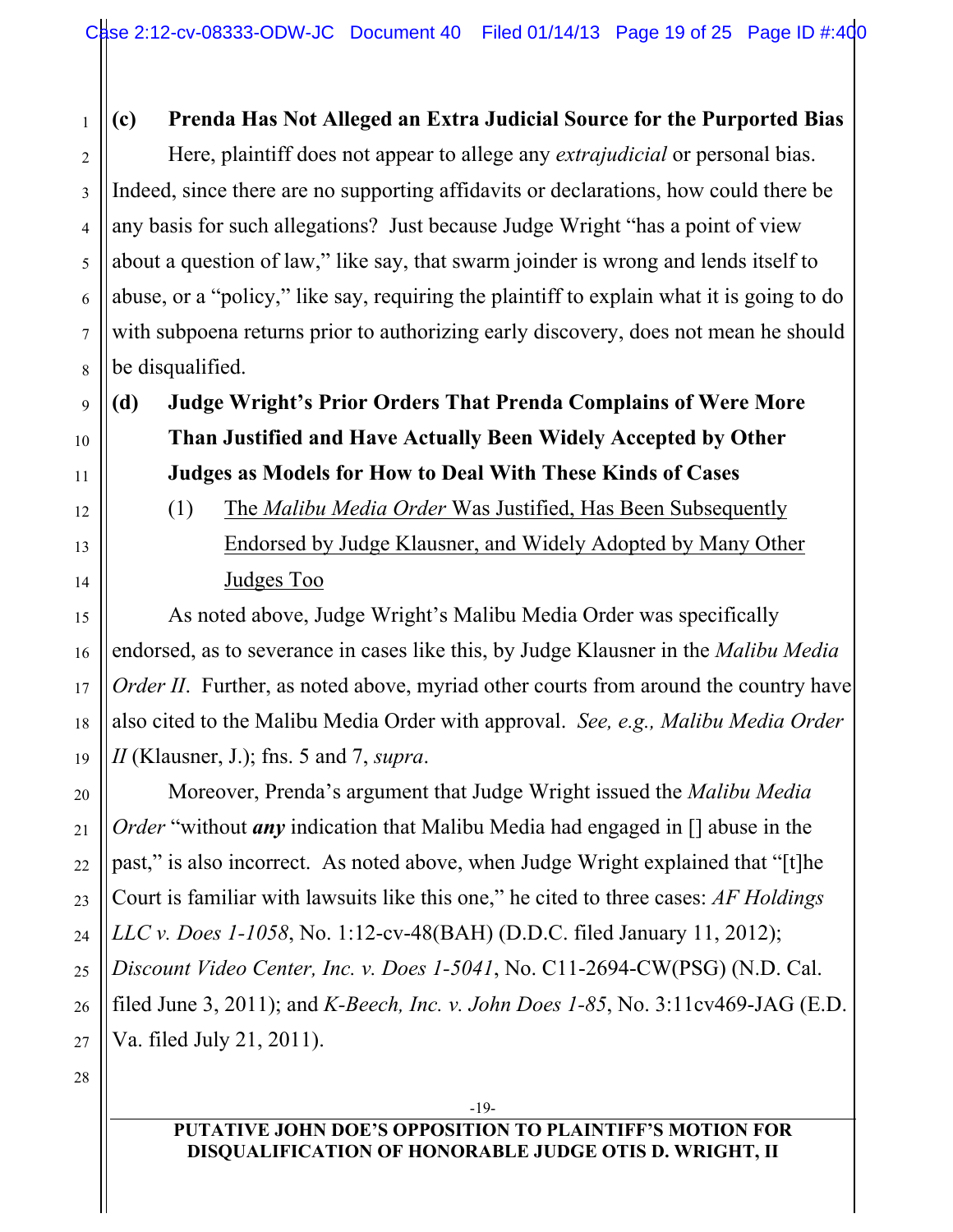**(c) Prenda Has Not Alleged an Extra Judicial Source for the Purported Bias**

Here, plaintiff does not appear to allege any *extrajudicial* or personal bias. Indeed, since there are no supporting affidavits or declarations, how could there be any basis for such allegations? Just because Judge Wright "has a point of view about a question of law," like say, that swarm joinder is wrong and lends itself to abuse, or a "policy," like say, requiring the plaintiff to explain what it is going to do with subpoena returns prior to authorizing early discovery, does not mean he should be disqualified.

**(d) Judge Wright's Prior Orders That Prenda Complains of Were More Than Justified and Have Actually Been Widely Accepted by Other Judges as Models for How to Deal With These Kinds of Cases**

(1) <u>The *Malibu Media Order* Was Justified, Has Been Subsequently Endorsed by Judge Klausner, and Widely Adopted by Many Other Judges Too</u>

As noted above, Judge Wright's Malibu Media Order was specifically endorsed, as to severance in cases like this, by Judge Klausner in the *Malibu Media Order II*. Further, as noted above, myriad other courts from around the country have also cited to the Malibu Media Order with approval. *See, e.g., Malibu Media Order II* (Klausner, J.); fns. 5 and 7, *supra*.

Moreover, Prenda's argument that Judge Wright issued the *Malibu Media Order* "without ***any*** indication that Malibu Media had engaged in [] abuse in the past," is also incorrect. As noted above, when Judge Wright explained that "[t]he Court is familiar with lawsuits like this one," he cited to three cases: *AF Holdings LLC v. Does 1-1058*, No. 1:12-cv-48(BAH) (D.D.C. filed January 11, 2012); *Discount Video Center, Inc. v. Does 1-5041*, No. C11-2694-CW(PSG) (N.D. Cal. filed June 3, 2011); and *K-Beech, Inc. v. John Does 1-85*, No. 3:11cv469-JAG (E.D. Va. filed July 21, 2011).

PUTATIVE JOHN DOE'S OPPOSITION TO PLAINTIFF'S MOTION FOR DISQUALIFICATION OF HONORABLE JUDGE OTIS D. WRIGHT, II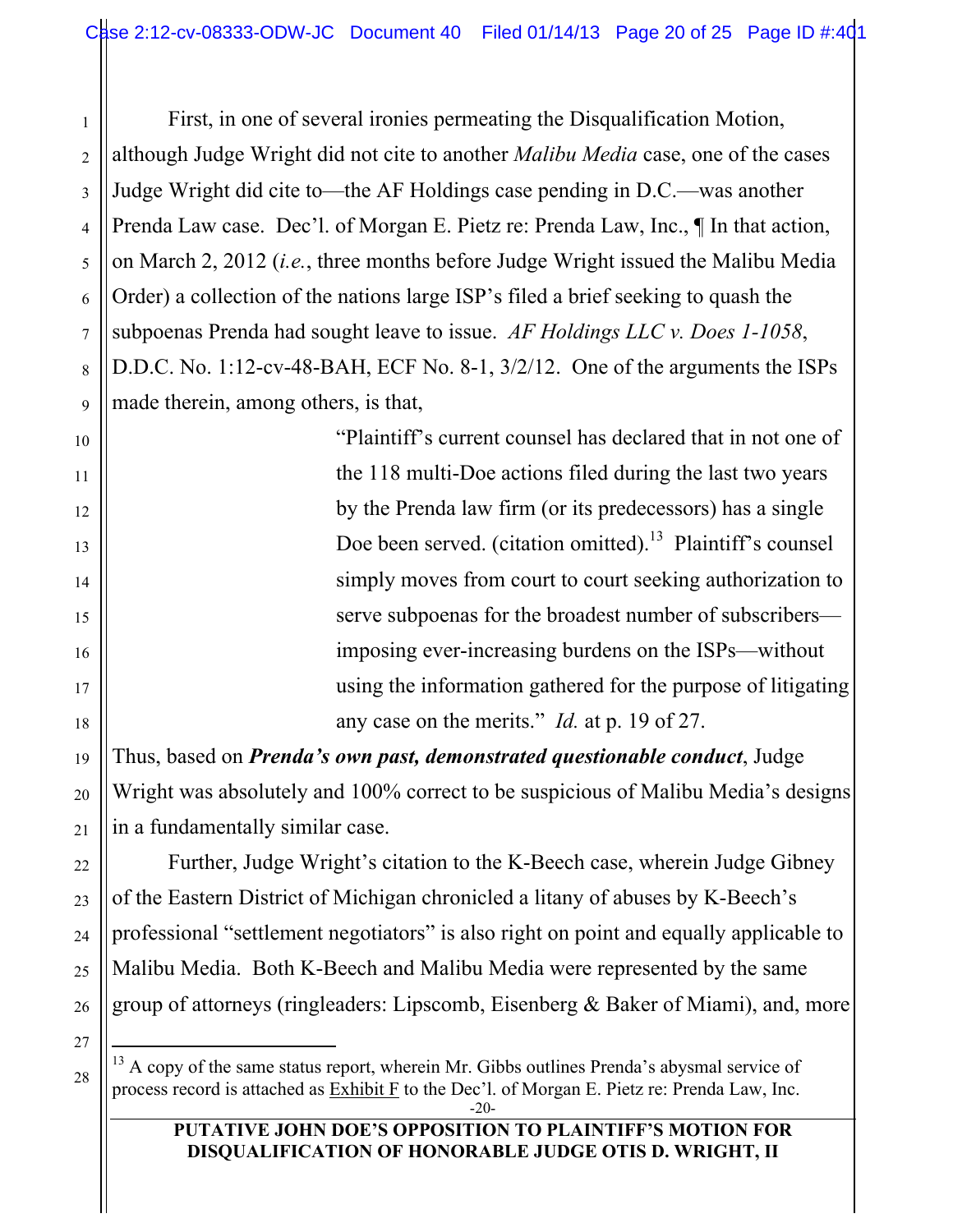First, in one of several ironies permeating the Disqualification Motion, although Judge Wright did not cite to another *Malibu Media* case, one of the cases Judge Wright did cite to—the AF Holdings case pending in D.C.—was another Prenda Law case. Dec'l. of Morgan E. Pietz re: Prenda Law, Inc., ¶ In that action, on March 2, 2012 (*i.e.*, three months before Judge Wright issued the Malibu Media Order) a collection of the nations large ISP's filed a brief seeking to quash the subpoenas Prenda had sought leave to issue. *AF Holdings LLC v. Does 1-1058*, D.D.C. No. 1:12-cv-48-BAH, ECF No. 8-1, 3/2/12. One of the arguments the ISPs made therein, among others, is that,

> "Plaintiff's current counsel has declared that in not one of the 118 multi-Doe actions filed during the last two years by the Prenda law firm (or its predecessors) has a single Doe been served. (citation omitted).[13] Plaintiff's counsel simply moves from court to court seeking authorization to serve subpoenas for the broadest number of subscribers—imposing ever-increasing burdens on the ISPs—without using the information gathered for the purpose of litigating any case on the merits." *Id.* at p. 19 of 27.

Thus, based on ***Prenda's own past, demonstrated questionable conduct***, Judge Wright was absolutely and 100% correct to be suspicious of Malibu Media's designs in a fundamentally similar case.

Further, Judge Wright's citation to the K-Beech case, wherein Judge Gibney of the Eastern District of Michigan chronicled a litany of abuses by K-Beech's professional "settlement negotiators" is also right on point and equally applicable to Malibu Media. Both K-Beech and Malibu Media were represented by the same group of attorneys (ringleaders: Lipscomb, Eisenberg & Baker of Miami), and, more

---

[13] A copy of the same status report, wherein Mr. Gibbs outlines Prenda's abysmal service of process record is attached as Exhibit F to the Dec'l. of Morgan E. Pietz re: Prenda Law, Inc.

PUTATIVE JOHN DOE'S OPPOSITION TO PLAINTIFF'S MOTION FOR DISQUALIFICATION OF HONORABLE JUDGE OTIS D. WRIGHT, II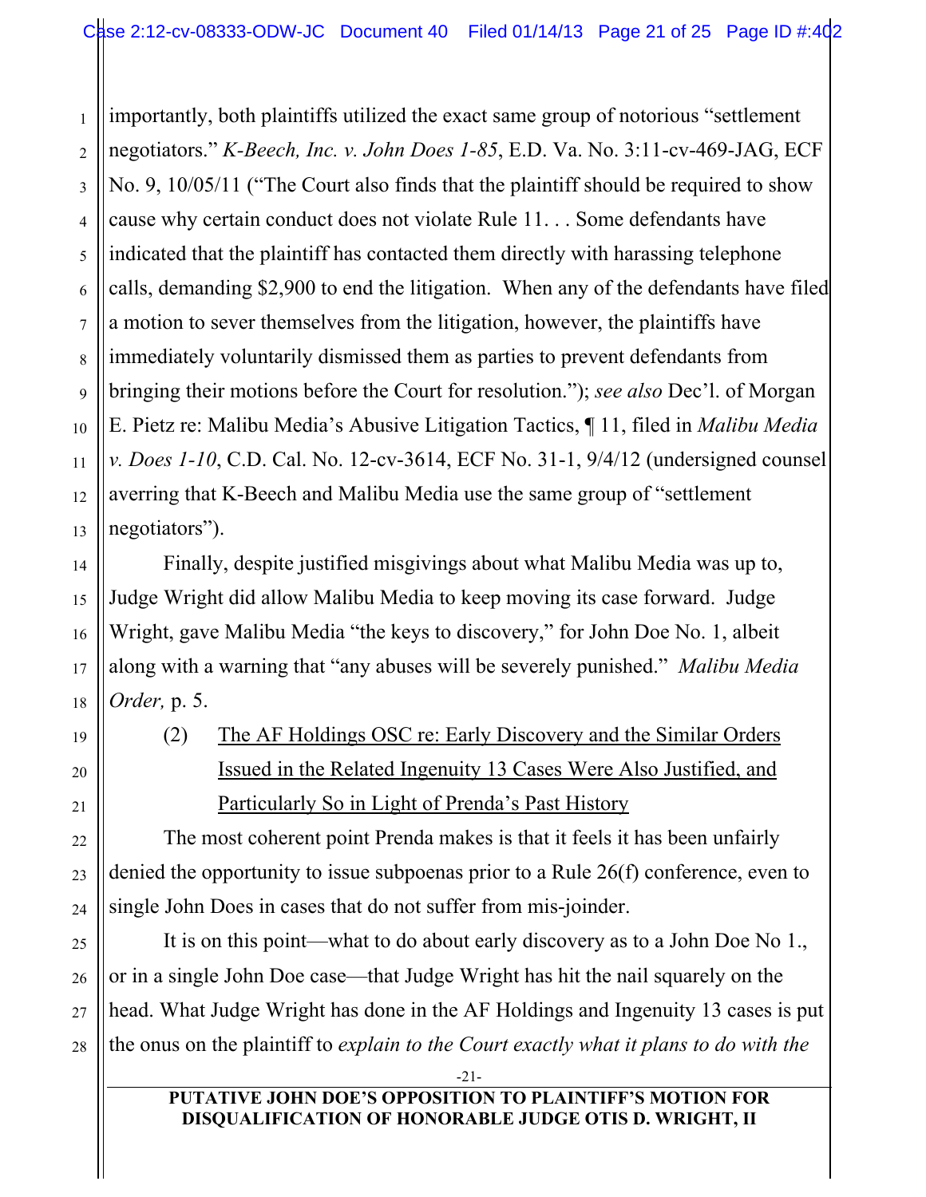importantly, both plaintiffs utilized the exact same group of notorious "settlement negotiators." *K-Beech, Inc. v. John Does 1-85*, E.D. Va. No. 3:11-cv-469-JAG, ECF No. 9, 10/05/11 ("The Court also finds that the plaintiff should be required to show cause why certain conduct does not violate Rule 11. . . Some defendants have indicated that the plaintiff has contacted them directly with harassing telephone calls, demanding $2,900 to end the litigation. When any of the defendants have filed a motion to sever themselves from the litigation, however, the plaintiffs have immediately voluntarily dismissed them as parties to prevent defendants from bringing their motions before the Court for resolution."); *see also* Dec'l. of Morgan E. Pietz re: Malibu Media's Abusive Litigation Tactics, ¶ 11, filed in *Malibu Media v. Does 1-10*, C.D. Cal. No. 12-cv-3614, ECF No. 31-1, 9/4/12 (undersigned counsel averring that K-Beech and Malibu Media use the same group of "settlement negotiators").

Finally, despite justified misgivings about what Malibu Media was up to, Judge Wright did allow Malibu Media to keep moving its case forward. Judge Wright, gave Malibu Media "the keys to discovery," for John Doe No. 1, albeit along with a warning that "any abuses will be severely punished." *Malibu Media Order,* p. 5.

(2) The AF Holdings OSC re: Early Discovery and the Similar Orders Issued in the Related Ingenuity 13 Cases Were Also Justified, and Particularly So in Light of Prenda's Past History

The most coherent point Prenda makes is that it feels it has been unfairly denied the opportunity to issue subpoenas prior to a Rule 26(f) conference, even to single John Does in cases that do not suffer from mis-joinder.

It is on this point—what to do about early discovery as to a John Doe No 1., or in a single John Doe case—that Judge Wright has hit the nail squarely on the head. What Judge Wright has done in the AF Holdings and Ingenuity 13 cases is put the onus on the plaintiff to *explain to the Court exactly what it plans to do with the*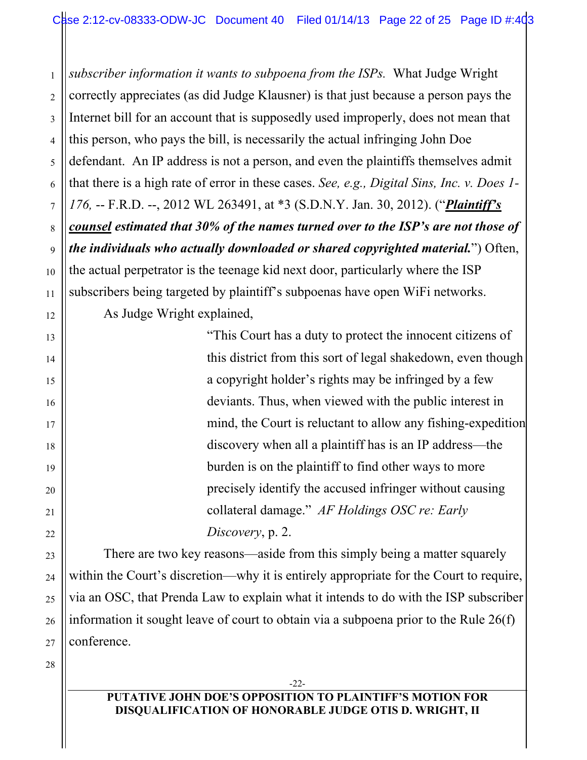*subscriber information it wants to subpoena from the ISPs.* What Judge Wright correctly appreciates (as did Judge Klausner) is that just because a person pays the Internet bill for an account that is supposedly used improperly, does not mean that this person, who pays the bill, is necessarily the actual infringing John Doe defendant. An IP address is not a person, and even the plaintiffs themselves admit that there is a high rate of error in these cases. *See, e.g., Digital Sins, Inc. v. Does 1-176,* -- F.R.D. --, 2012 WL 263491, at *3 (S.D.N.Y. Jan. 30, 2012). ("***Plaintiff's counsel*** ***estimated that 30% of the names turned over to the ISP's are not those of the individuals who actually downloaded or shared copyrighted material.***") Often, the actual perpetrator is the teenage kid next door, particularly where the ISP subscribers being targeted by plaintiff's subpoenas have open WiFi networks.

As Judge Wright explained,

> "This Court has a duty to protect the innocent citizens of this district from this sort of legal shakedown, even though a copyright holder's rights may be infringed by a few deviants. Thus, when viewed with the public interest in mind, the Court is reluctant to allow any fishing-expedition discovery when all a plaintiff has is an IP address—the burden is on the plaintiff to find other ways to more precisely identify the accused infringer without causing collateral damage." *AF Holdings OSC re: Early Discovery*, p. 2.

There are two key reasons—aside from this simply being a matter squarely within the Court's discretion—why it is entirely appropriate for the Court to require, via an OSC, that Prenda Law to explain what it intends to do with the ISP subscriber information it sought leave of court to obtain via a subpoena prior to the Rule 26(f) conference.

PUTATIVE JOHN DOE'S OPPOSITION TO PLAINTIFF'S MOTION FOR DISQUALIFICATION OF HONORABLE JUDGE OTIS D. WRIGHT, II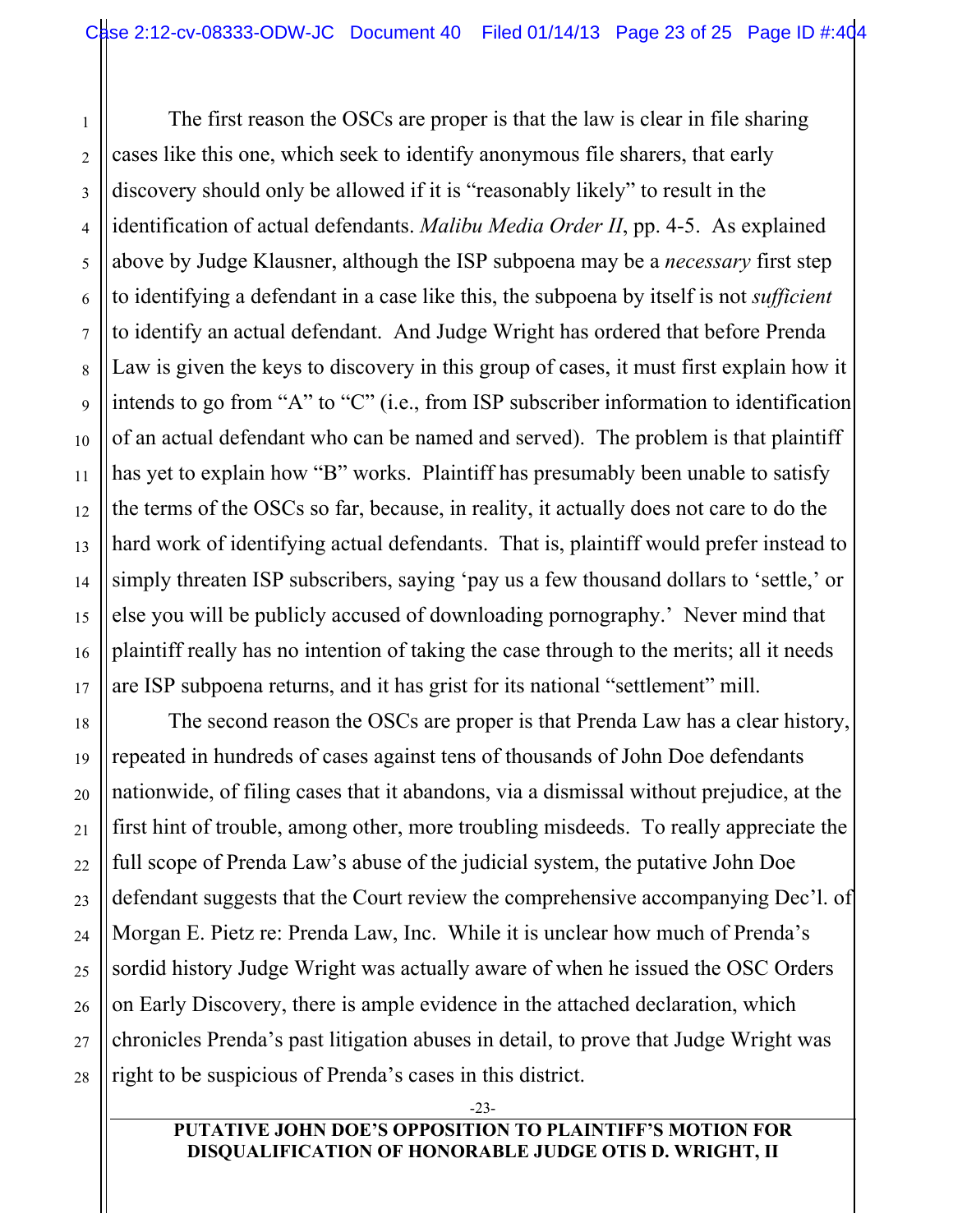The first reason the OSCs are proper is that the law is clear in file sharing cases like this one, which seek to identify anonymous file sharers, that early discovery should only be allowed if it is "reasonably likely" to result in the identification of actual defendants. *Malibu Media Order II*, pp. 4-5. As explained above by Judge Klausner, although the ISP subpoena may be a *necessary* first step to identifying a defendant in a case like this, the subpoena by itself is not *sufficient* to identify an actual defendant. And Judge Wright has ordered that before Prenda Law is given the keys to discovery in this group of cases, it must first explain how it intends to go from "A" to "C" (i.e., from ISP subscriber information to identification of an actual defendant who can be named and served). The problem is that plaintiff has yet to explain how "B" works. Plaintiff has presumably been unable to satisfy the terms of the OSCs so far, because, in reality, it actually does not care to do the hard work of identifying actual defendants. That is, plaintiff would prefer instead to simply threaten ISP subscribers, saying 'pay us a few thousand dollars to 'settle,' or else you will be publicly accused of downloading pornography.' Never mind that plaintiff really has no intention of taking the case through to the merits; all it needs are ISP subpoena returns, and it has grist for its national "settlement" mill.

The second reason the OSCs are proper is that Prenda Law has a clear history, repeated in hundreds of cases against tens of thousands of John Doe defendants nationwide, of filing cases that it abandons, via a dismissal without prejudice, at the first hint of trouble, among other, more troubling misdeeds. To really appreciate the full scope of Prenda Law's abuse of the judicial system, the putative John Doe defendant suggests that the Court review the comprehensive accompanying Dec'l. of Morgan E. Pietz re: Prenda Law, Inc. While it is unclear how much of Prenda's sordid history Judge Wright was actually aware of when he issued the OSC Orders on Early Discovery, there is ample evidence in the attached declaration, which chronicles Prenda's past litigation abuses in detail, to prove that Judge Wright was right to be suspicious of Prenda's cases in this district.

**PUTATIVE JOHN DOE'S OPPOSITION TO PLAINTIFF'S MOTION FOR DISQUALIFICATION OF HONORABLE JUDGE OTIS D. WRIGHT, II**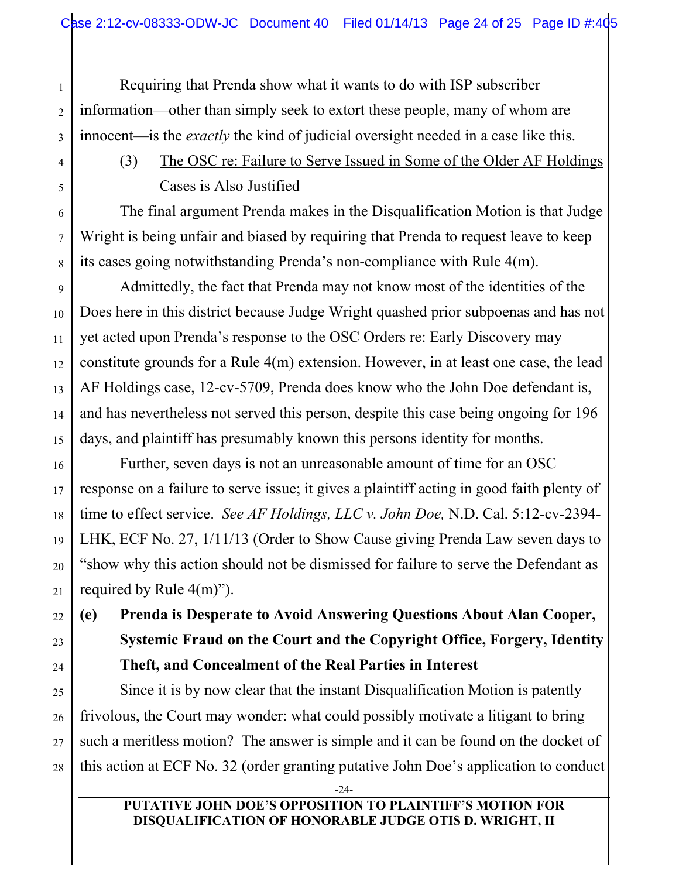Requiring that Prenda show what it wants to do with ISP subscriber information—other than simply seek to extort these people, many of whom are innocent—is the *exactly* the kind of judicial oversight needed in a case like this.

(3) <u>The OSC re: Failure to Serve Issued in Some of the Older AF Holdings Cases is Also Justified</u>

The final argument Prenda makes in the Disqualification Motion is that Judge Wright is being unfair and biased by requiring that Prenda to request leave to keep its cases going notwithstanding Prenda's non-compliance with Rule 4(m).

Admittedly, the fact that Prenda may not know most of the identities of the Does here in this district because Judge Wright quashed prior subpoenas and has not yet acted upon Prenda's response to the OSC Orders re: Early Discovery may constitute grounds for a Rule 4(m) extension. However, in at least one case, the lead AF Holdings case, 12-cv-5709, Prenda does know who the John Doe defendant is, and has nevertheless not served this person, despite this case being ongoing for 196 days, and plaintiff has presumably known this persons identity for months.

Further, seven days is not an unreasonable amount of time for an OSC response on a failure to serve issue; it gives a plaintiff acting in good faith plenty of time to effect service. *See AF Holdings, LLC v. John Doe,* N.D. Cal. 5:12-cv-2394-LHK, ECF No. 27, 1/11/13 (Order to Show Cause giving Prenda Law seven days to "show why this action should not be dismissed for failure to serve the Defendant as required by Rule 4(m)").

**(e) Prenda is Desperate to Avoid Answering Questions About Alan Cooper, Systemic Fraud on the Court and the Copyright Office, Forgery, Identity Theft, and Concealment of the Real Parties in Interest**

Since it is by now clear that the instant Disqualification Motion is patently frivolous, the Court may wonder: what could possibly motivate a litigant to bring such a meritless motion? The answer is simple and it can be found on the docket of this action at ECF No. 32 (order granting putative John Doe's application to conduct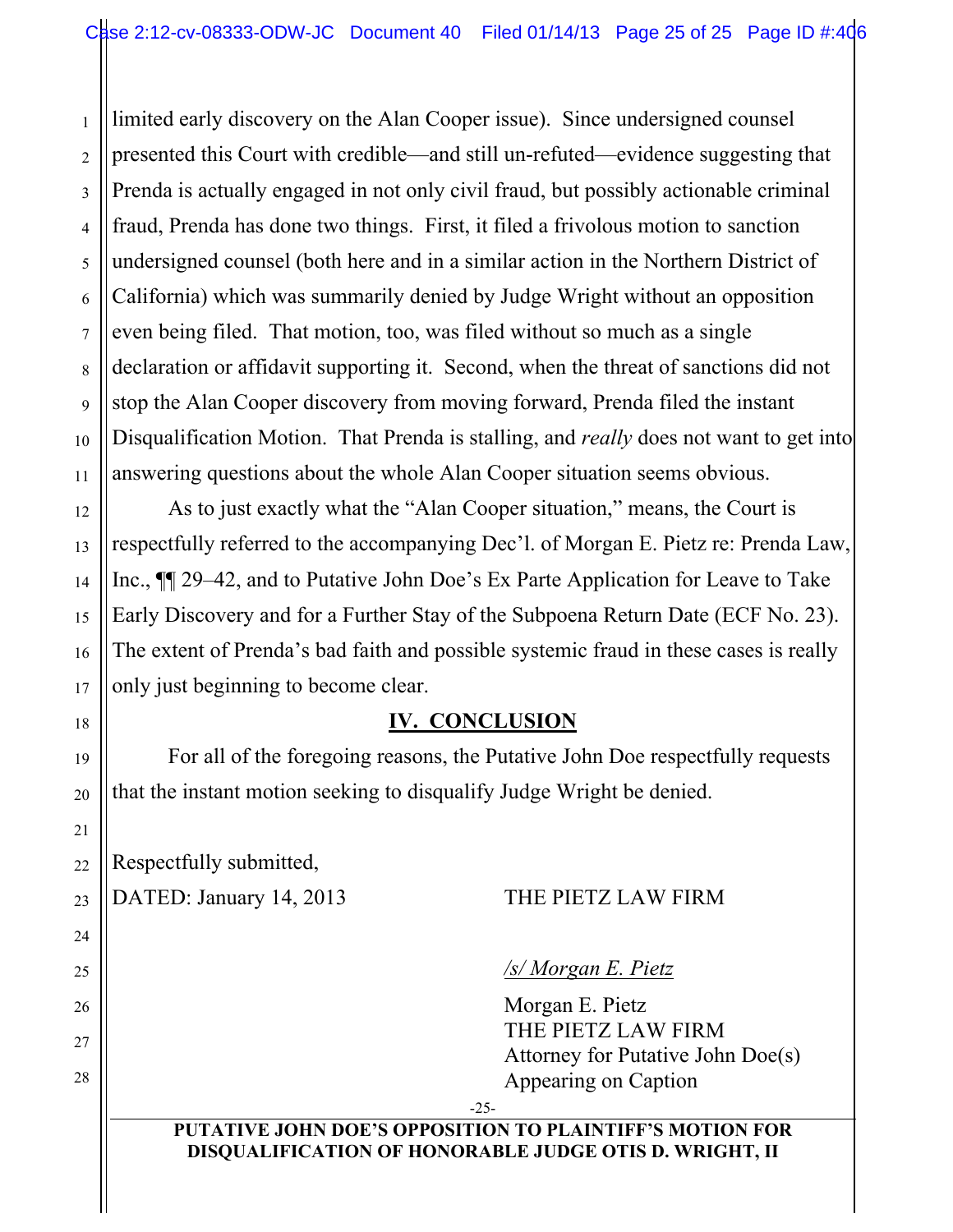limited early discovery on the Alan Cooper issue). Since undersigned counsel presented this Court with credible—and still un-refuted—evidence suggesting that Prenda is actually engaged in not only civil fraud, but possibly actionable criminal fraud, Prenda has done two things. First, it filed a frivolous motion to sanction undersigned counsel (both here and in a similar action in the Northern District of California) which was summarily denied by Judge Wright without an opposition even being filed. That motion, too, was filed without so much as a single declaration or affidavit supporting it. Second, when the threat of sanctions did not stop the Alan Cooper discovery from moving forward, Prenda filed the instant Disqualification Motion. That Prenda is stalling, and *really* does not want to get into answering questions about the whole Alan Cooper situation seems obvious.

As to just exactly what the "Alan Cooper situation," means, the Court is respectfully referred to the accompanying Dec'l. of Morgan E. Pietz re: Prenda Law, Inc., ¶¶ 29–42, and to Putative John Doe's Ex Parte Application for Leave to Take Early Discovery and for a Further Stay of the Subpoena Return Date (ECF No. 23). The extent of Prenda's bad faith and possible systemic fraud in these cases is really only just beginning to become clear.

## IV. CONCLUSION

For all of the foregoing reasons, the Putative John Doe respectfully requests that the instant motion seeking to disqualify Judge Wright be denied.

Respectfully submitted,

DATED: January 14, 2013

THE PIETZ LAW FIRM

*/s/ Morgan E. Pietz*

Morgan E. Pietz
THE PIETZ LAW FIRM
Attorney for Putative John Doe(s)
Appearing on Caption

**PUTATIVE JOHN DOE'S OPPOSITION TO PLAINTIFF'S MOTION FOR DISQUALIFICATION OF HONORABLE JUDGE OTIS D. WRIGHT, II**